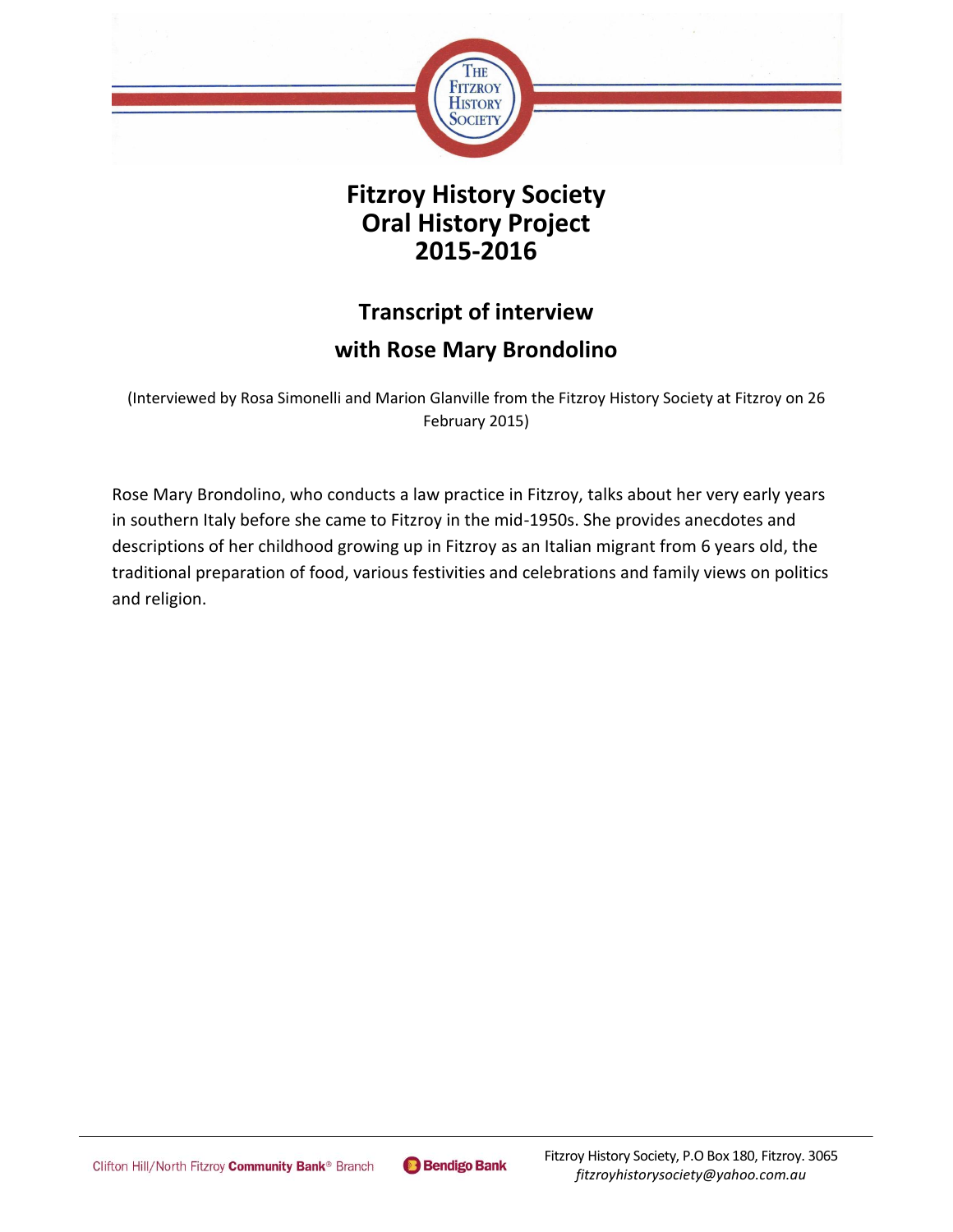# Fitzroy History Society
# Oral History Project
# 2015-2016

## Transcript of interview
## with Rose Mary Brondolino

(Interviewed by Rosa Simonelli and Marion Glanville from the Fitzroy History Society at Fitzroy on 26 February 2015)

Rose Mary Brondolino, who conducts a law practice in Fitzroy, talks about her very early years in southern Italy before she came to Fitzroy in the mid-1950s. She provides anecdotes and descriptions of her childhood growing up in Fitzroy as an Italian migrant from 6 years old, the traditional preparation of food, various festivities and celebrations and family views on politics and religion.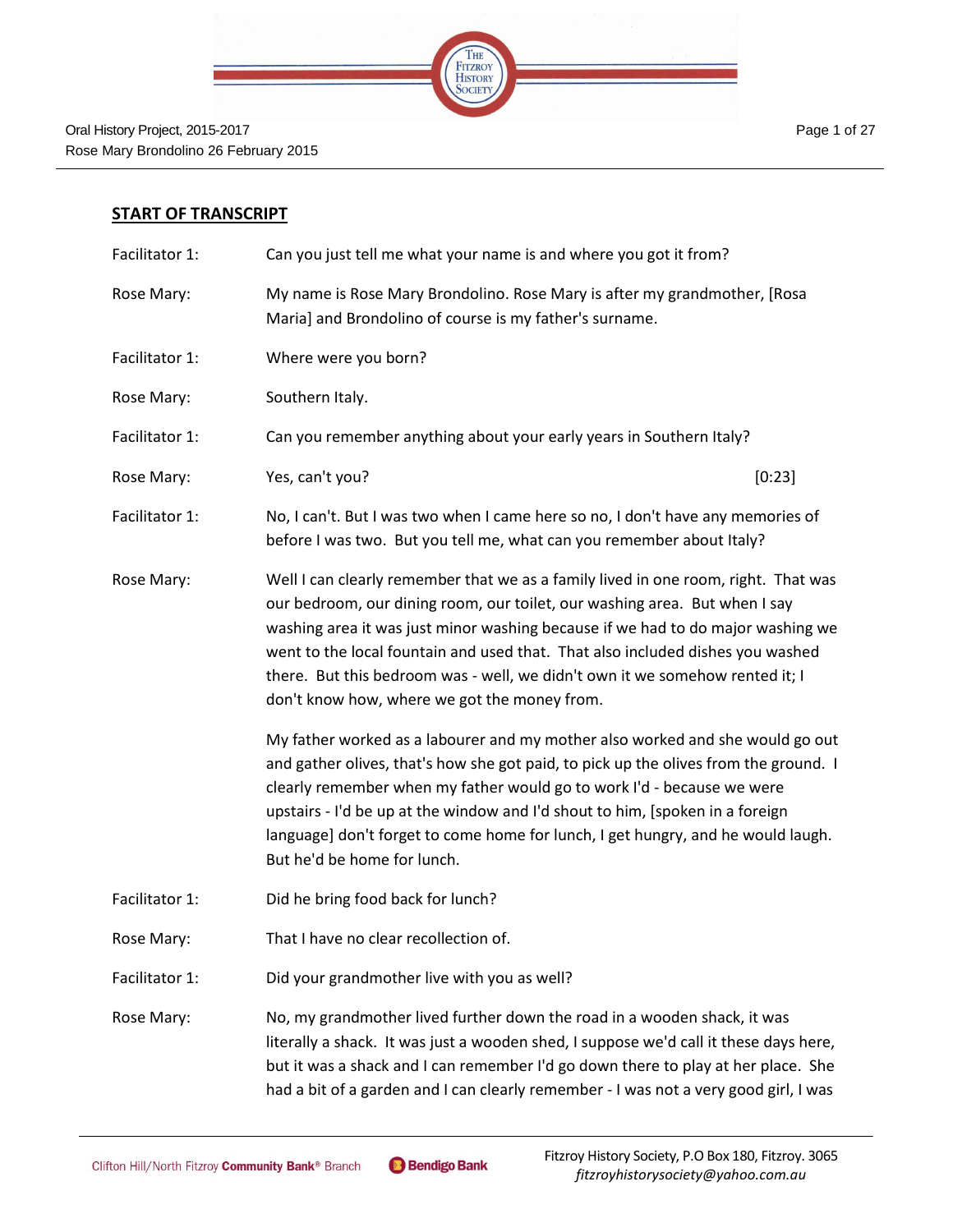## START OF TRANSCRIPT

Facilitator 1: Can you just tell me what your name is and where you got it from?

Rose Mary: My name is Rose Mary Brondolino. Rose Mary is after my grandmother, [Rosa Maria] and Brondolino of course is my father's surname.

Facilitator 1: Where were you born?

Rose Mary: Southern Italy.

Facilitator 1: Can you remember anything about your early years in Southern Italy?

Rose Mary: Yes, can't you? [0:23]

Facilitator 1: No, I can't. But I was two when I came here so no, I don't have any memories of before I was two. But you tell me, what can you remember about Italy?

Rose Mary: Well I can clearly remember that we as a family lived in one room, right. That was our bedroom, our dining room, our toilet, our washing area. But when I say washing area it was just minor washing because if we had to do major washing we went to the local fountain and used that. That also included dishes you washed there. But this bedroom was - well, we didn't own it we somehow rented it; I don't know how, where we got the money from.

My father worked as a labourer and my mother also worked and she would go out and gather olives, that's how she got paid, to pick up the olives from the ground. I clearly remember when my father would go to work I'd - because we were upstairs - I'd be up at the window and I'd shout to him, [spoken in a foreign language] don't forget to come home for lunch, I get hungry, and he would laugh. But he'd be home for lunch.

Facilitator 1: Did he bring food back for lunch?

Rose Mary: That I have no clear recollection of.

Facilitator 1: Did your grandmother live with you as well?

Rose Mary: No, my grandmother lived further down the road in a wooden shack, it was literally a shack. It was just a wooden shed, I suppose we'd call it these days here, but it was a shack and I can remember I'd go down there to play at her place. She had a bit of a garden and I can clearly remember - I was not a very good girl, I was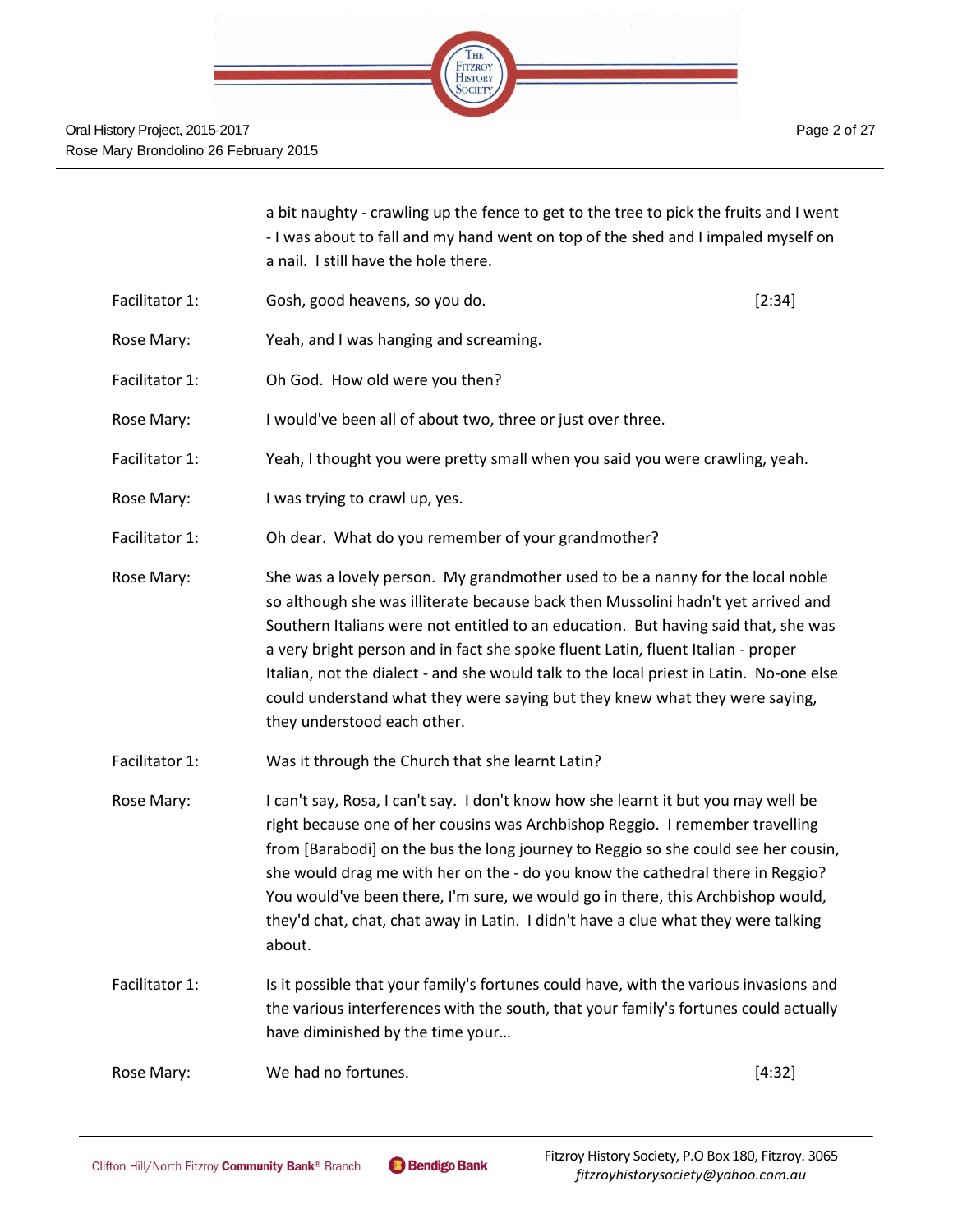a bit naughty - crawling up the fence to get to the tree to pick the fruits and I went - I was about to fall and my hand went on top of the shed and I impaled myself on a nail. I still have the hole there.

Facilitator 1: Gosh, good heavens, so you do. [2:34]

Rose Mary: Yeah, and I was hanging and screaming.

Facilitator 1: Oh God. How old were you then?

Rose Mary: I would've been all of about two, three or just over three.

Facilitator 1: Yeah, I thought you were pretty small when you said you were crawling, yeah.

Rose Mary: I was trying to crawl up, yes.

Facilitator 1: Oh dear. What do you remember of your grandmother?

Rose Mary: She was a lovely person. My grandmother used to be a nanny for the local noble so although she was illiterate because back then Mussolini hadn't yet arrived and Southern Italians were not entitled to an education. But having said that, she was a very bright person and in fact she spoke fluent Latin, fluent Italian - proper Italian, not the dialect - and she would talk to the local priest in Latin. No-one else could understand what they were saying but they knew what they were saying, they understood each other.

Facilitator 1: Was it through the Church that she learnt Latin?

Rose Mary: I can't say, Rosa, I can't say. I don't know how she learnt it but you may well be right because one of her cousins was Archbishop Reggio. I remember travelling from [Barabodi] on the bus the long journey to Reggio so she could see her cousin, she would drag me with her on the - do you know the cathedral there in Reggio? You would've been there, I'm sure, we would go in there, this Archbishop would, they'd chat, chat, chat away in Latin. I didn't have a clue what they were talking about.

Facilitator 1: Is it possible that your family's fortunes could have, with the various invasions and the various interferences with the south, that your family's fortunes could actually have diminished by the time your…

Rose Mary: We had no fortunes. [4:32]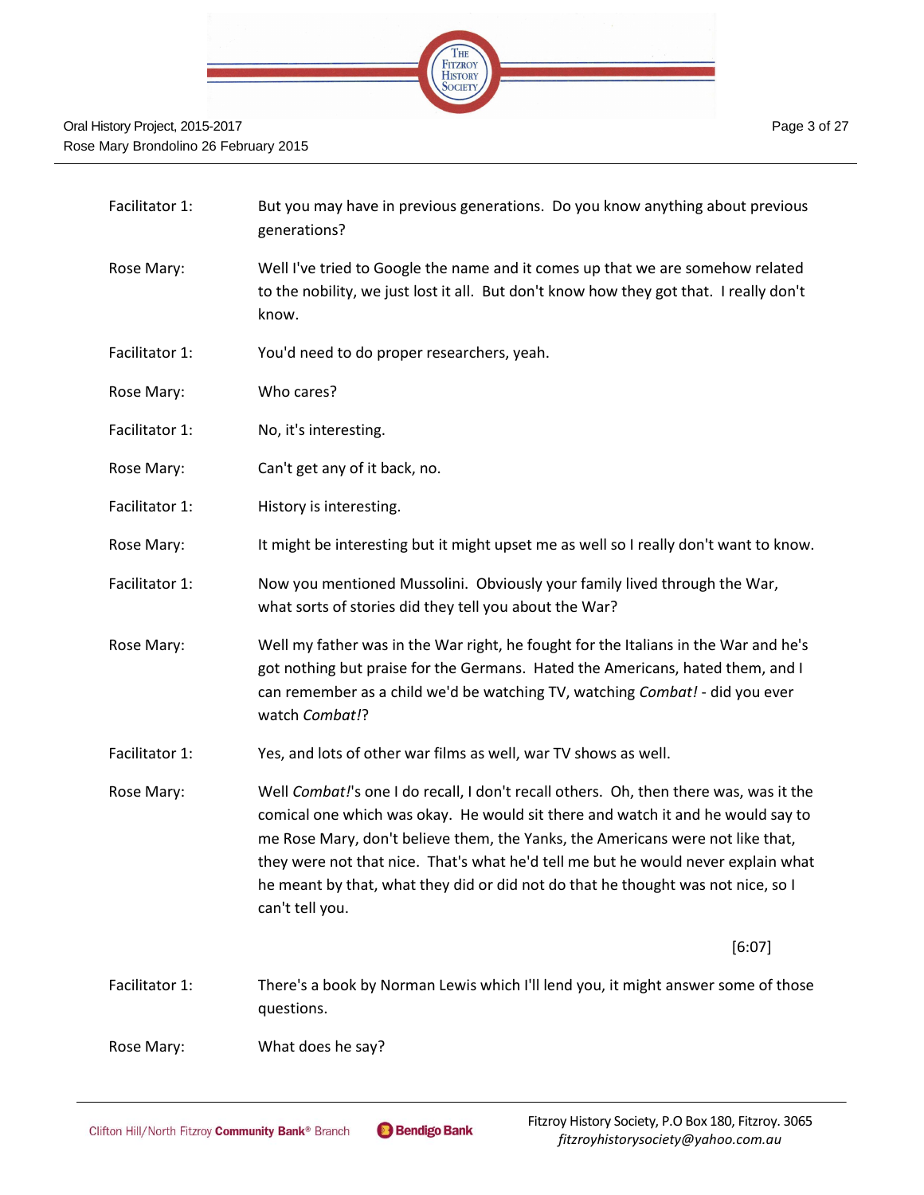| | |
|---|---|
| Facilitator 1: | But you may have in previous generations. Do you know anything about previous generations? |
| Rose Mary: | Well I've tried to Google the name and it comes up that we are somehow related to the nobility, we just lost it all. But don't know how they got that. I really don't know. |
| Facilitator 1: | You'd need to do proper researchers, yeah. |
| Rose Mary: | Who cares? |
| Facilitator 1: | No, it's interesting. |
| Rose Mary: | Can't get any of it back, no. |
| Facilitator 1: | History is interesting. |
| Rose Mary: | It might be interesting but it might upset me as well so I really don't want to know. |
| Facilitator 1: | Now you mentioned Mussolini. Obviously your family lived through the War, what sorts of stories did they tell you about the War? |
| Rose Mary: | Well my father was in the War right, he fought for the Italians in the War and he's got nothing but praise for the Germans. Hated the Americans, hated them, and I can remember as a child we'd be watching TV, watching *Combat!* - did you ever watch *Combat!*? |
| Facilitator 1: | Yes, and lots of other war films as well, war TV shows as well. |
| Rose Mary: | Well *Combat!*'s one I do recall, I don't recall others. Oh, then there was, was it the comical one which was okay. He would sit there and watch it and he would say to me Rose Mary, don't believe them, the Yanks, the Americans were not like that, they were not that nice. That's what he'd tell me but he would never explain what he meant by that, what they did or did not do that he thought was not nice, so I can't tell you. |
| | [6:07] |
| Facilitator 1: | There's a book by Norman Lewis which I'll lend you, it might answer some of those questions. |
| Rose Mary: | What does he say? |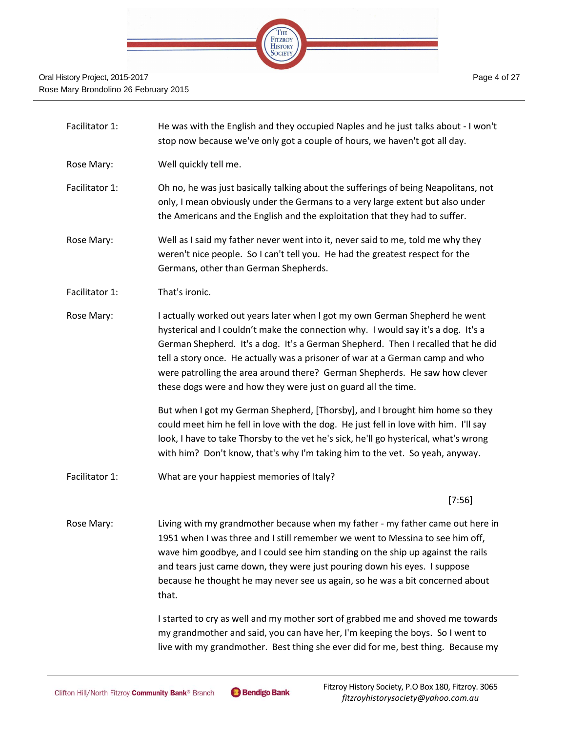Facilitator 1: He was with the English and they occupied Naples and he just talks about - I won't stop now because we've only got a couple of hours, we haven't got all day.

Rose Mary: Well quickly tell me.

Facilitator 1: Oh no, he was just basically talking about the sufferings of being Neapolitans, not only, I mean obviously under the Germans to a very large extent but also under the Americans and the English and the exploitation that they had to suffer.

Rose Mary: Well as I said my father never went into it, never said to me, told me why they weren't nice people. So I can't tell you. He had the greatest respect for the Germans, other than German Shepherds.

Facilitator 1: That's ironic.

Rose Mary: I actually worked out years later when I got my own German Shepherd he went hysterical and I couldn't make the connection why. I would say it's a dog. It's a German Shepherd. It's a dog. It's a German Shepherd. Then I recalled that he did tell a story once. He actually was a prisoner of war at a German camp and who were patrolling the area around there? German Shepherds. He saw how clever these dogs were and how they were just on guard all the time.

But when I got my German Shepherd, [Thorsby], and I brought him home so they could meet him he fell in love with the dog. He just fell in love with him. I'll say look, I have to take Thorsby to the vet he's sick, he'll go hysterical, what's wrong with him? Don't know, that's why I'm taking him to the vet. So yeah, anyway.

Facilitator 1: What are your happiest memories of Italy?

[7:56]

Rose Mary: Living with my grandmother because when my father - my father came out here in 1951 when I was three and I still remember we went to Messina to see him off, wave him goodbye, and I could see him standing on the ship up against the rails and tears just came down, they were just pouring down his eyes. I suppose because he thought he may never see us again, so he was a bit concerned about that.

I started to cry as well and my mother sort of grabbed me and shoved me towards my grandmother and said, you can have her, I'm keeping the boys. So I went to live with my grandmother. Best thing she ever did for me, best thing. Because my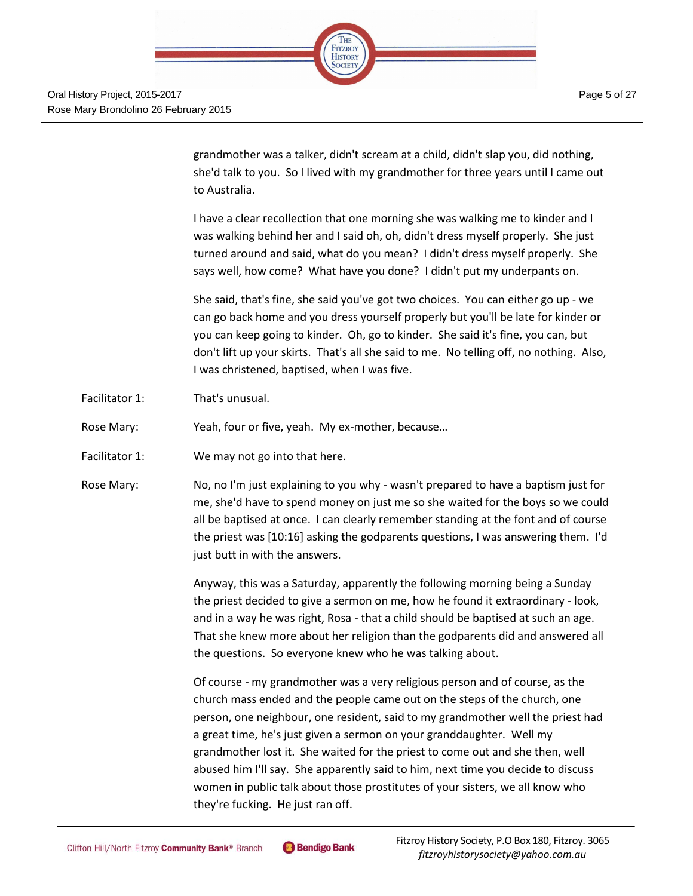grandmother was a talker, didn't scream at a child, didn't slap you, did nothing, she'd talk to you. So I lived with my grandmother for three years until I came out to Australia.

I have a clear recollection that one morning she was walking me to kinder and I was walking behind her and I said oh, oh, didn't dress myself properly. She just turned around and said, what do you mean? I didn't dress myself properly. She says well, how come? What have you done? I didn't put my underpants on.

She said, that's fine, she said you've got two choices. You can either go up - we can go back home and you dress yourself properly but you'll be late for kinder or you can keep going to kinder. Oh, go to kinder. She said it's fine, you can, but don't lift up your skirts. That's all she said to me. No telling off, no nothing. Also, I was christened, baptised, when I was five.

Facilitator 1: That's unusual.

Rose Mary: Yeah, four or five, yeah. My ex-mother, because…

Facilitator 1: We may not go into that here.

Rose Mary: No, no I'm just explaining to you why - wasn't prepared to have a baptism just for me, she'd have to spend money on just me so she waited for the boys so we could all be baptised at once. I can clearly remember standing at the font and of course the priest was [10:16] asking the godparents questions, I was answering them. I'd just butt in with the answers.

Anyway, this was a Saturday, apparently the following morning being a Sunday the priest decided to give a sermon on me, how he found it extraordinary - look, and in a way he was right, Rosa - that a child should be baptised at such an age. That she knew more about her religion than the godparents did and answered all the questions. So everyone knew who he was talking about.

Of course - my grandmother was a very religious person and of course, as the church mass ended and the people came out on the steps of the church, one person, one neighbour, one resident, said to my grandmother well the priest had a great time, he's just given a sermon on your granddaughter. Well my grandmother lost it. She waited for the priest to come out and she then, well abused him I'll say. She apparently said to him, next time you decide to discuss women in public talk about those prostitutes of your sisters, we all know who they're fucking. He just ran off.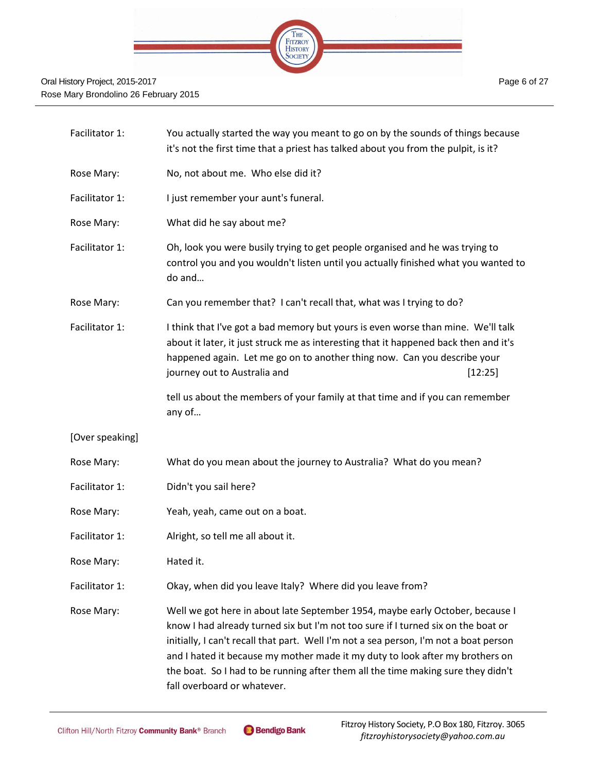Facilitator 1: You actually started the way you meant to go on by the sounds of things because it's not the first time that a priest has talked about you from the pulpit, is it?

Rose Mary: No, not about me. Who else did it?

Facilitator 1: I just remember your aunt's funeral.

Rose Mary: What did he say about me?

Facilitator 1: Oh, look you were busily trying to get people organised and he was trying to control you and you wouldn't listen until you actually finished what you wanted to do and…

Rose Mary: Can you remember that? I can't recall that, what was I trying to do?

Facilitator 1: I think that I've got a bad memory but yours is even worse than mine. We'll talk about it later, it just struck me as interesting that it happened back then and it's happened again. Let me go on to another thing now. Can you describe your journey out to Australia and [12:25]

tell us about the members of your family at that time and if you can remember any of…

[Over speaking]

Rose Mary: What do you mean about the journey to Australia? What do you mean?

Facilitator 1: Didn't you sail here?

Rose Mary: Yeah, yeah, came out on a boat.

Facilitator 1: Alright, so tell me all about it.

Rose Mary: Hated it.

Facilitator 1: Okay, when did you leave Italy? Where did you leave from?

Rose Mary: Well we got here in about late September 1954, maybe early October, because I know I had already turned six but I'm not too sure if I turned six on the boat or initially, I can't recall that part. Well I'm not a sea person, I'm not a boat person and I hated it because my mother made it my duty to look after my brothers on the boat. So I had to be running after them all the time making sure they didn't fall overboard or whatever.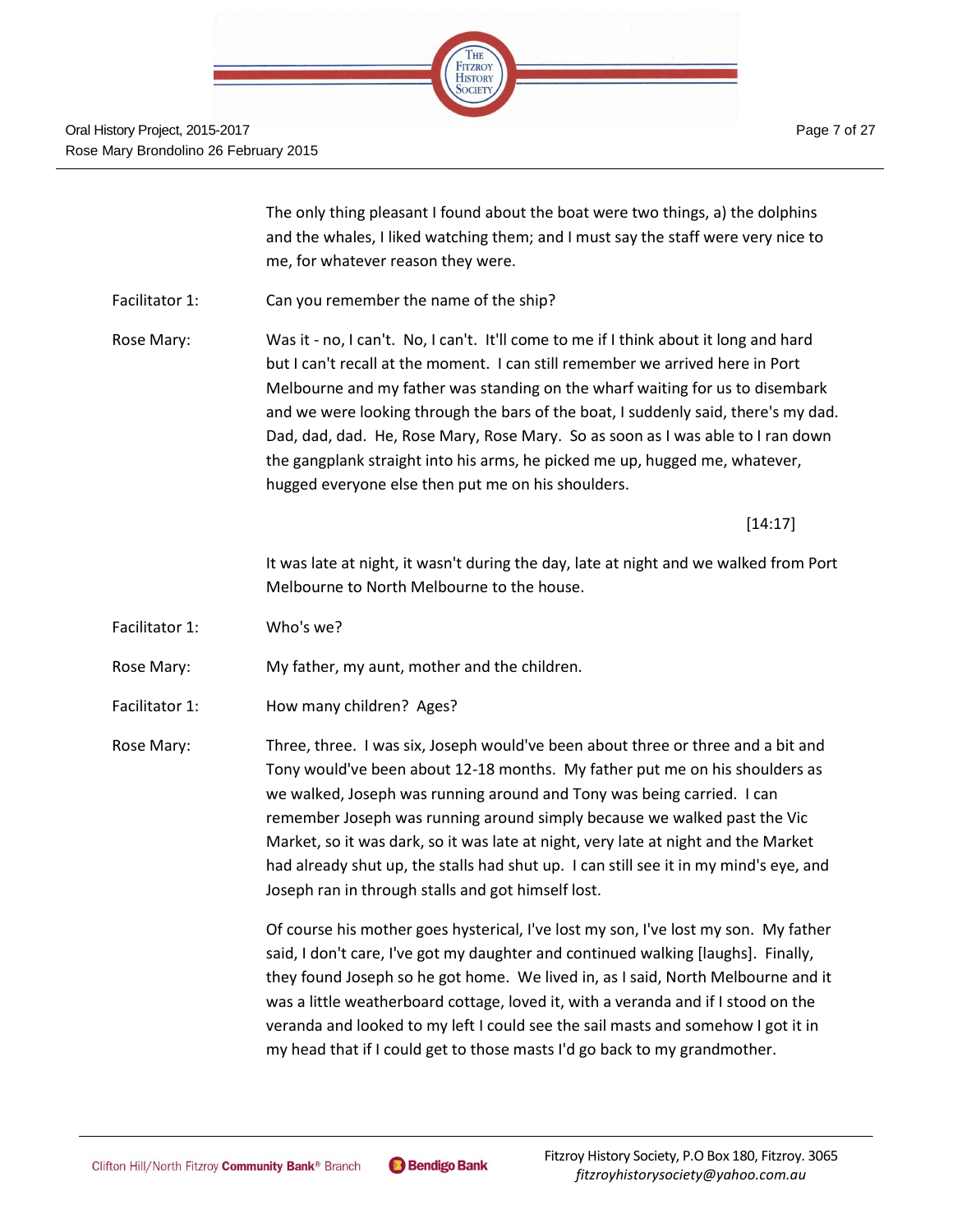The only thing pleasant I found about the boat were two things, a) the dolphins and the whales, I liked watching them; and I must say the staff were very nice to me, for whatever reason they were.

Facilitator 1: Can you remember the name of the ship?

Rose Mary: Was it - no, I can't. No, I can't. It'll come to me if I think about it long and hard but I can't recall at the moment. I can still remember we arrived here in Port Melbourne and my father was standing on the wharf waiting for us to disembark and we were looking through the bars of the boat, I suddenly said, there's my dad. Dad, dad, dad. He, Rose Mary, Rose Mary. So as soon as I was able to I ran down the gangplank straight into his arms, he picked me up, hugged me, whatever, hugged everyone else then put me on his shoulders.

[14:17]

It was late at night, it wasn't during the day, late at night and we walked from Port Melbourne to North Melbourne to the house.

Facilitator 1: Who's we?

Rose Mary: My father, my aunt, mother and the children.

Facilitator 1: How many children? Ages?

Rose Mary: Three, three. I was six, Joseph would've been about three or three and a bit and Tony would've been about 12-18 months. My father put me on his shoulders as we walked, Joseph was running around and Tony was being carried. I can remember Joseph was running around simply because we walked past the Vic Market, so it was dark, so it was late at night, very late at night and the Market had already shut up, the stalls had shut up. I can still see it in my mind's eye, and Joseph ran in through stalls and got himself lost.

Of course his mother goes hysterical, I've lost my son, I've lost my son. My father said, I don't care, I've got my daughter and continued walking [laughs]. Finally, they found Joseph so he got home. We lived in, as I said, North Melbourne and it was a little weatherboard cottage, loved it, with a veranda and if I stood on the veranda and looked to my left I could see the sail masts and somehow I got it in my head that if I could get to those masts I'd go back to my grandmother.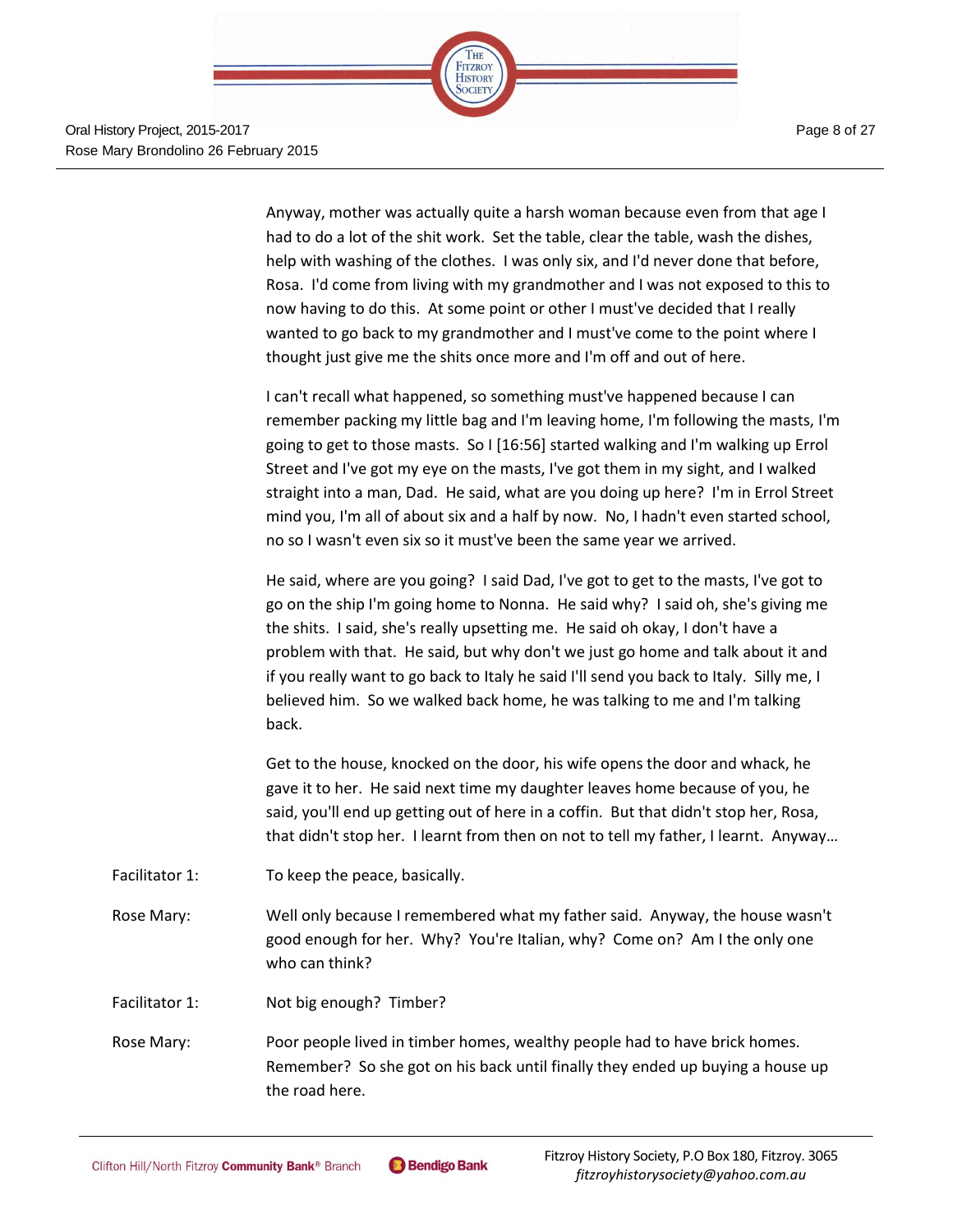Anyway, mother was actually quite a harsh woman because even from that age I had to do a lot of the shit work. Set the table, clear the table, wash the dishes, help with washing of the clothes. I was only six, and I'd never done that before, Rosa. I'd come from living with my grandmother and I was not exposed to this to now having to do this. At some point or other I must've decided that I really wanted to go back to my grandmother and I must've come to the point where I thought just give me the shits once more and I'm off and out of here.

I can't recall what happened, so something must've happened because I can remember packing my little bag and I'm leaving home, I'm following the masts, I'm going to get to those masts. So I [16:56] started walking and I'm walking up Errol Street and I've got my eye on the masts, I've got them in my sight, and I walked straight into a man, Dad. He said, what are you doing up here? I'm in Errol Street mind you, I'm all of about six and a half by now. No, I hadn't even started school, no so I wasn't even six so it must've been the same year we arrived.

He said, where are you going? I said Dad, I've got to get to the masts, I've got to go on the ship I'm going home to Nonna. He said why? I said oh, she's giving me the shits. I said, she's really upsetting me. He said oh okay, I don't have a problem with that. He said, but why don't we just go home and talk about it and if you really want to go back to Italy he said I'll send you back to Italy. Silly me, I believed him. So we walked back home, he was talking to me and I'm talking back.

Get to the house, knocked on the door, his wife opens the door and whack, he gave it to her. He said next time my daughter leaves home because of you, he said, you'll end up getting out of here in a coffin. But that didn't stop her, Rosa, that didn't stop her. I learnt from then on not to tell my father, I learnt. Anyway…

Facilitator 1: To keep the peace, basically.

Rose Mary: Well only because I remembered what my father said. Anyway, the house wasn't good enough for her. Why? You're Italian, why? Come on? Am I the only one who can think?

Facilitator 1: Not big enough? Timber?

Rose Mary: Poor people lived in timber homes, wealthy people had to have brick homes. Remember? So she got on his back until finally they ended up buying a house up the road here.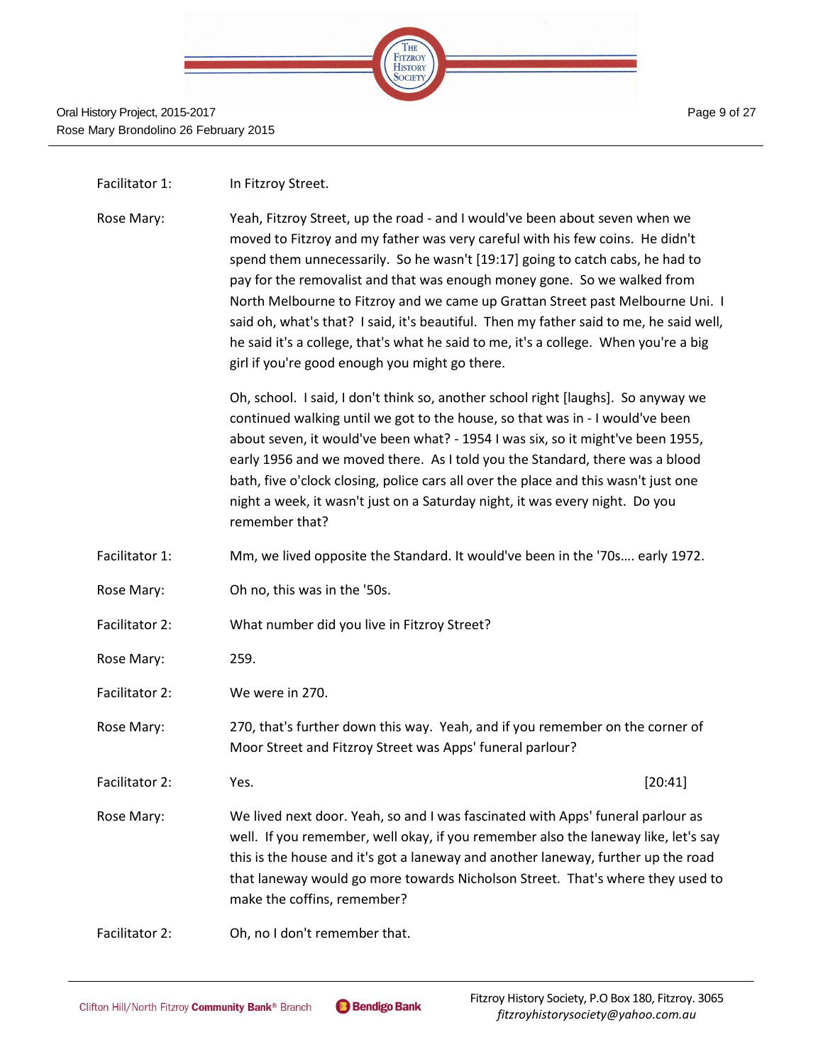Facilitator 1: In Fitzroy Street.

Rose Mary: Yeah, Fitzroy Street, up the road - and I would've been about seven when we moved to Fitzroy and my father was very careful with his few coins. He didn't spend them unnecessarily. So he wasn't [19:17] going to catch cabs, he had to pay for the removalist and that was enough money gone. So we walked from North Melbourne to Fitzroy and we came up Grattan Street past Melbourne Uni. I said oh, what's that? I said, it's beautiful. Then my father said to me, he said well, he said it's a college, that's what he said to me, it's a college. When you're a big girl if you're good enough you might go there.

Oh, school. I said, I don't think so, another school right [laughs]. So anyway we continued walking until we got to the house, so that was in - I would've been about seven, it would've been what? - 1954 I was six, so it might've been 1955, early 1956 and we moved there. As I told you the Standard, there was a blood bath, five o'clock closing, police cars all over the place and this wasn't just one night a week, it wasn't just on a Saturday night, it was every night. Do you remember that?

Facilitator 1: Mm, we lived opposite the Standard. It would've been in the '70s…. early 1972.

Rose Mary: Oh no, this was in the '50s.

Facilitator 2: What number did you live in Fitzroy Street?

Rose Mary: 259.

Facilitator 2: We were in 270.

Rose Mary: 270, that's further down this way. Yeah, and if you remember on the corner of Moor Street and Fitzroy Street was Apps' funeral parlour?

Facilitator 2: Yes. [20:41]

Rose Mary: We lived next door. Yeah, so and I was fascinated with Apps' funeral parlour as well. If you remember, well okay, if you remember also the laneway like, let's say this is the house and it's got a laneway and another laneway, further up the road that laneway would go more towards Nicholson Street. That's where they used to make the coffins, remember?

Facilitator 2: Oh, no I don't remember that.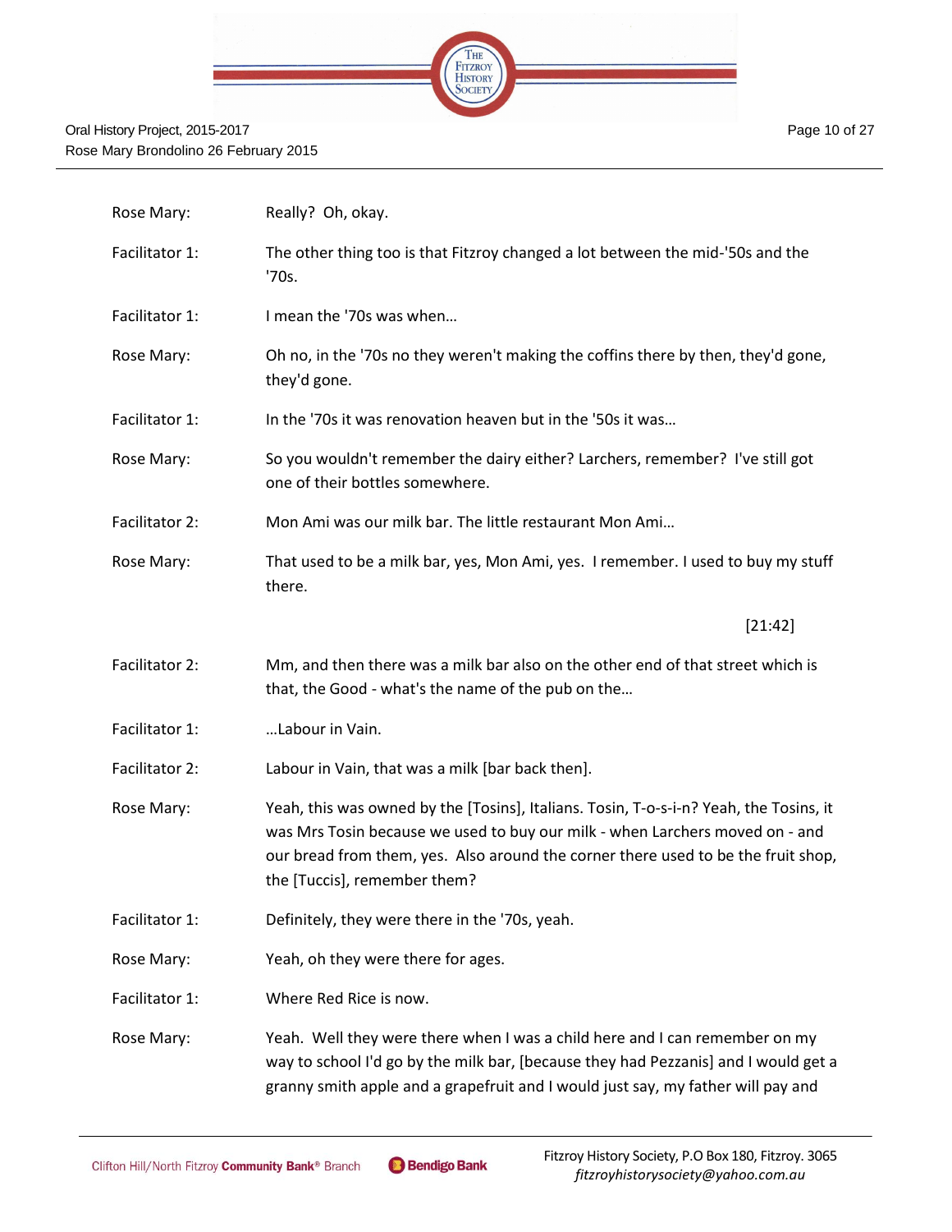| | |
|---|---|
| Rose Mary: | Really? Oh, okay. |
| Facilitator 1: | The other thing too is that Fitzroy changed a lot between the mid-'50s and the '70s. |
| Facilitator 1: | I mean the '70s was when… |
| Rose Mary: | Oh no, in the '70s no they weren't making the coffins there by then, they'd gone, they'd gone. |
| Facilitator 1: | In the '70s it was renovation heaven but in the '50s it was… |
| Rose Mary: | So you wouldn't remember the dairy either? Larchers, remember? I've still got one of their bottles somewhere. |
| Facilitator 2: | Mon Ami was our milk bar. The little restaurant Mon Ami… |
| Rose Mary: | That used to be a milk bar, yes, Mon Ami, yes. I remember. I used to buy my stuff there. |
| | [21:42] |
| Facilitator 2: | Mm, and then there was a milk bar also on the other end of that street which is that, the Good - what's the name of the pub on the… |
| Facilitator 1: | …Labour in Vain. |
| Facilitator 2: | Labour in Vain, that was a milk [bar back then]. |
| Rose Mary: | Yeah, this was owned by the [Tosins], Italians. Tosin, T-o-s-i-n? Yeah, the Tosins, it was Mrs Tosin because we used to buy our milk - when Larchers moved on - and our bread from them, yes. Also around the corner there used to be the fruit shop, the [Tuccis], remember them? |
| Facilitator 1: | Definitely, they were there in the '70s, yeah. |
| Rose Mary: | Yeah, oh they were there for ages. |
| Facilitator 1: | Where Red Rice is now. |
| Rose Mary: | Yeah. Well they were there when I was a child here and I can remember on my way to school I'd go by the milk bar, [because they had Pezzanis] and I would get a granny smith apple and a grapefruit and I would just say, my father will pay and |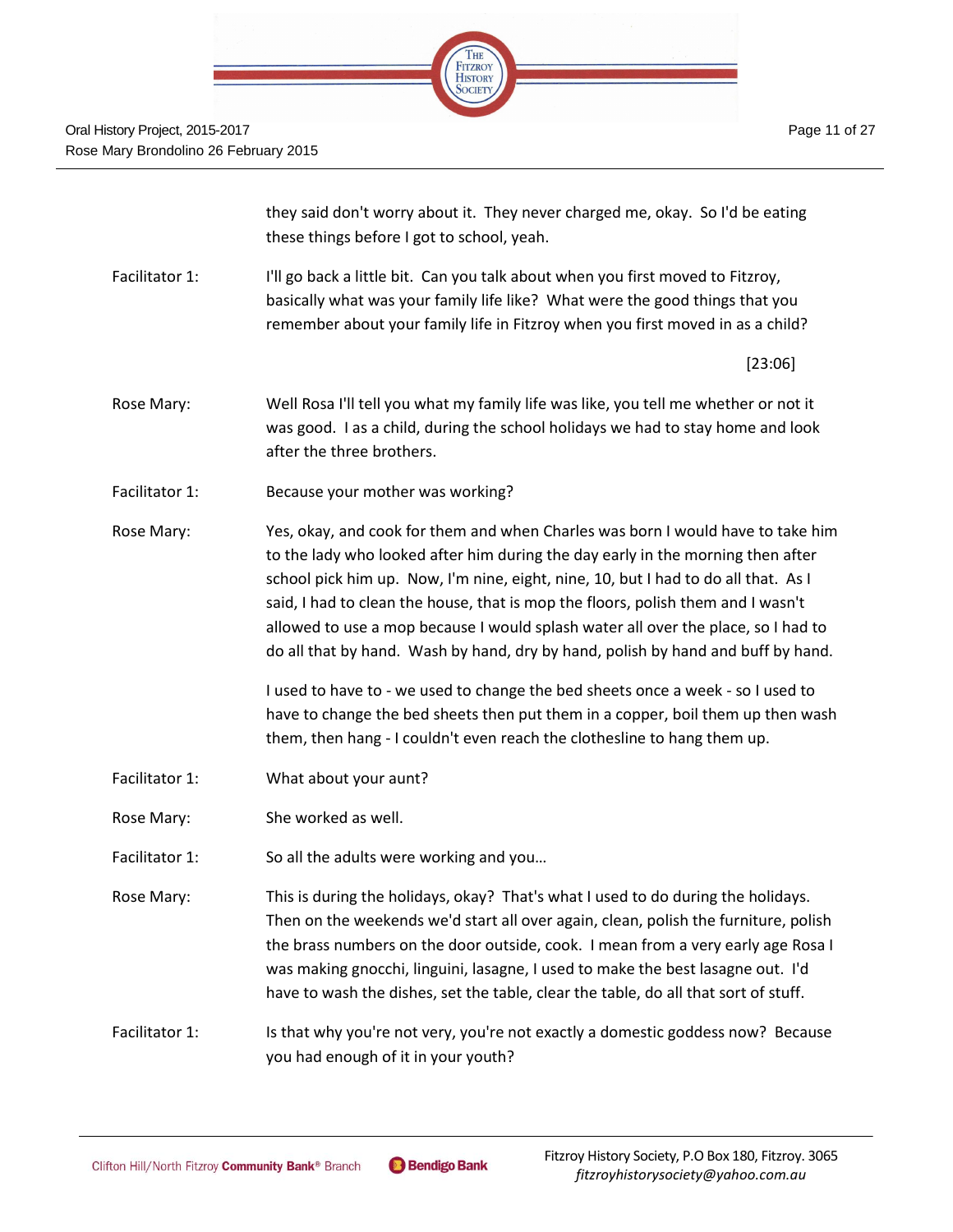they said don't worry about it. They never charged me, okay. So I'd be eating these things before I got to school, yeah.

Facilitator 1: I'll go back a little bit. Can you talk about when you first moved to Fitzroy, basically what was your family life like? What were the good things that you remember about your family life in Fitzroy when you first moved in as a child?

[23:06]

Rose Mary: Well Rosa I'll tell you what my family life was like, you tell me whether or not it was good. I as a child, during the school holidays we had to stay home and look after the three brothers.

Facilitator 1: Because your mother was working?

Rose Mary: Yes, okay, and cook for them and when Charles was born I would have to take him to the lady who looked after him during the day early in the morning then after school pick him up. Now, I'm nine, eight, nine, 10, but I had to do all that. As I said, I had to clean the house, that is mop the floors, polish them and I wasn't allowed to use a mop because I would splash water all over the place, so I had to do all that by hand. Wash by hand, dry by hand, polish by hand and buff by hand.

I used to have to - we used to change the bed sheets once a week - so I used to have to change the bed sheets then put them in a copper, boil them up then wash them, then hang - I couldn't even reach the clothesline to hang them up.

Facilitator 1: What about your aunt?

Rose Mary: She worked as well.

Facilitator 1: So all the adults were working and you…

Rose Mary: This is during the holidays, okay? That's what I used to do during the holidays. Then on the weekends we'd start all over again, clean, polish the furniture, polish the brass numbers on the door outside, cook. I mean from a very early age Rosa I was making gnocchi, linguini, lasagne, I used to make the best lasagne out. I'd have to wash the dishes, set the table, clear the table, do all that sort of stuff.

Facilitator 1: Is that why you're not very, you're not exactly a domestic goddess now? Because you had enough of it in your youth?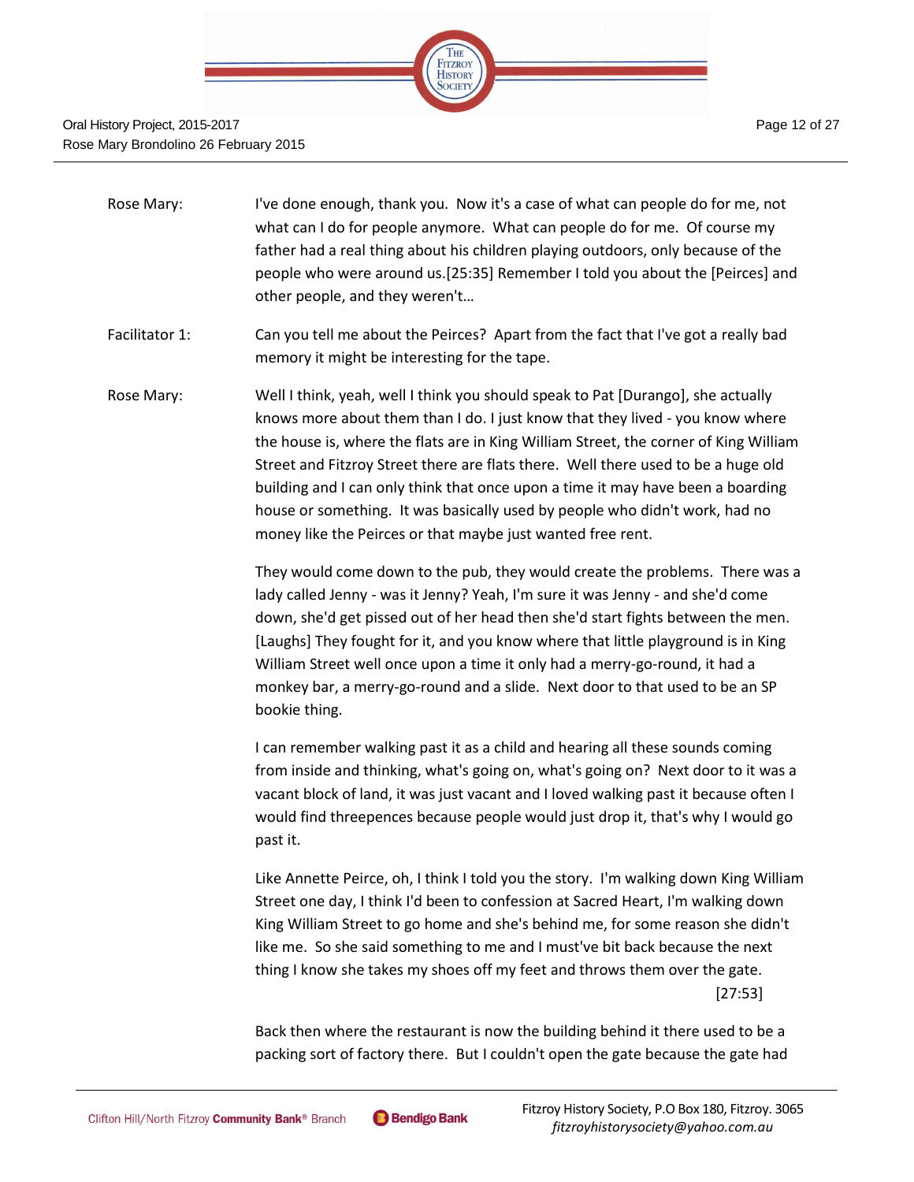Rose Mary: I've done enough, thank you. Now it's a case of what can people do for me, not what can I do for people anymore. What can people do for me. Of course my father had a real thing about his children playing outdoors, only because of the people who were around us.[25:35] Remember I told you about the [Peirces] and other people, and they weren't…

Facilitator 1: Can you tell me about the Peirces? Apart from the fact that I've got a really bad memory it might be interesting for the tape.

Rose Mary: Well I think, yeah, well I think you should speak to Pat [Durango], she actually knows more about them than I do. I just know that they lived - you know where the house is, where the flats are in King William Street, the corner of King William Street and Fitzroy Street there are flats there. Well there used to be a huge old building and I can only think that once upon a time it may have been a boarding house or something. It was basically used by people who didn't work, had no money like the Peirces or that maybe just wanted free rent.

They would come down to the pub, they would create the problems. There was a lady called Jenny - was it Jenny? Yeah, I'm sure it was Jenny - and she'd come down, she'd get pissed out of her head then she'd start fights between the men. [Laughs] They fought for it, and you know where that little playground is in King William Street well once upon a time it only had a merry-go-round, it had a monkey bar, a merry-go-round and a slide. Next door to that used to be an SP bookie thing.

I can remember walking past it as a child and hearing all these sounds coming from inside and thinking, what's going on, what's going on? Next door to it was a vacant block of land, it was just vacant and I loved walking past it because often I would find threepences because people would just drop it, that's why I would go past it.

Like Annette Peirce, oh, I think I told you the story. I'm walking down King William Street one day, I think I'd been to confession at Sacred Heart, I'm walking down King William Street to go home and she's behind me, for some reason she didn't like me. So she said something to me and I must've bit back because the next thing I know she takes my shoes off my feet and throws them over the gate. [27:53]

Back then where the restaurant is now the building behind it there used to be a packing sort of factory there. But I couldn't open the gate because the gate had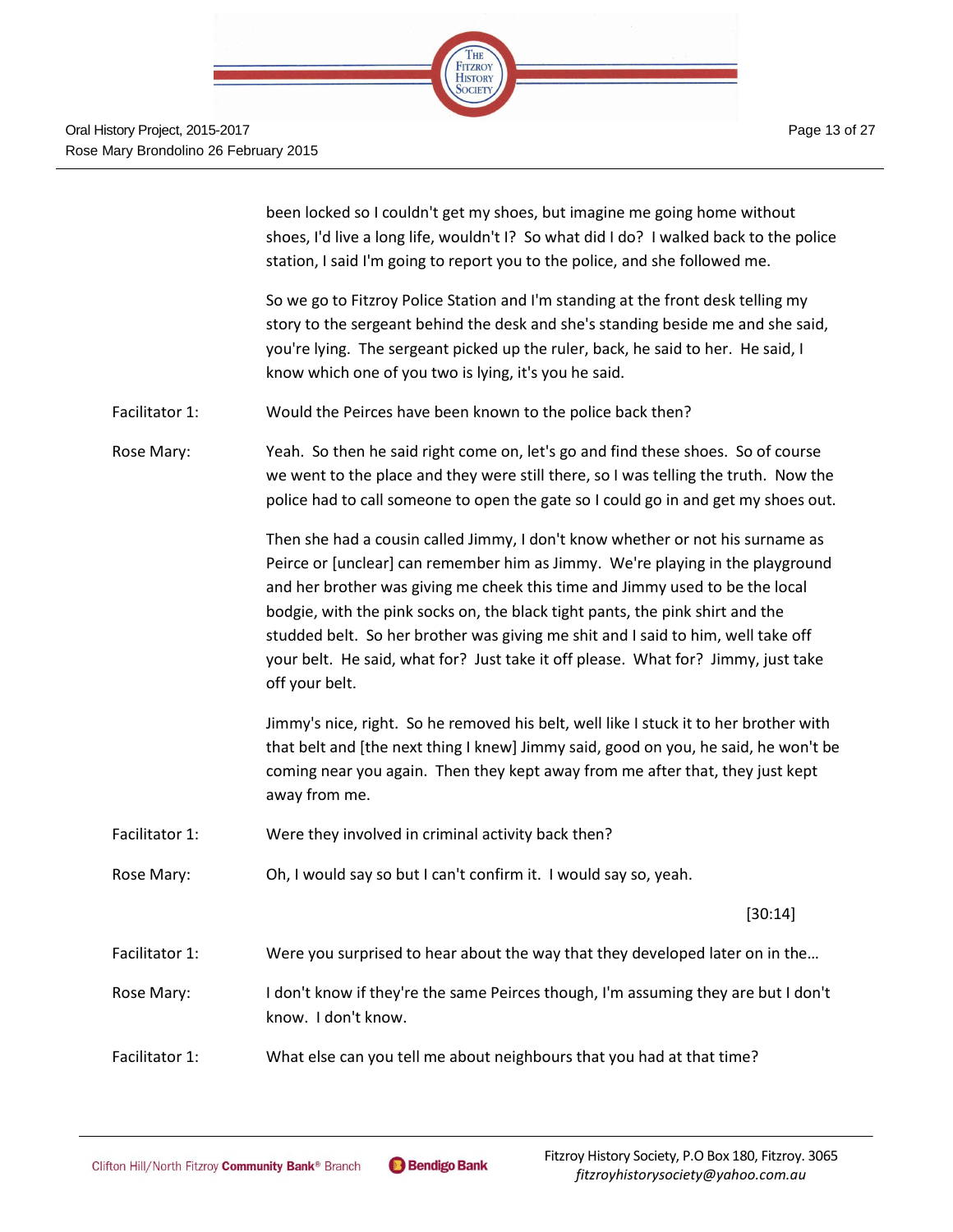been locked so I couldn't get my shoes, but imagine me going home without shoes, I'd live a long life, wouldn't I? So what did I do? I walked back to the police station, I said I'm going to report you to the police, and she followed me.

So we go to Fitzroy Police Station and I'm standing at the front desk telling my story to the sergeant behind the desk and she's standing beside me and she said, you're lying. The sergeant picked up the ruler, back, he said to her. He said, I know which one of you two is lying, it's you he said.

Facilitator 1: Would the Peirces have been known to the police back then?

Rose Mary: Yeah. So then he said right come on, let's go and find these shoes. So of course we went to the place and they were still there, so I was telling the truth. Now the police had to call someone to open the gate so I could go in and get my shoes out.

Then she had a cousin called Jimmy, I don't know whether or not his surname as Peirce or [unclear] can remember him as Jimmy. We're playing in the playground and her brother was giving me cheek this time and Jimmy used to be the local bodgie, with the pink socks on, the black tight pants, the pink shirt and the studded belt. So her brother was giving me shit and I said to him, well take off your belt. He said, what for? Just take it off please. What for? Jimmy, just take off your belt.

Jimmy's nice, right. So he removed his belt, well like I stuck it to her brother with that belt and [the next thing I knew] Jimmy said, good on you, he said, he won't be coming near you again. Then they kept away from me after that, they just kept away from me.

Facilitator 1: Were they involved in criminal activity back then?

Rose Mary: Oh, I would say so but I can't confirm it. I would say so, yeah.

[30:14]

Facilitator 1: Were you surprised to hear about the way that they developed later on in the…

Rose Mary: I don't know if they're the same Peirces though, I'm assuming they are but I don't know. I don't know.

Facilitator 1: What else can you tell me about neighbours that you had at that time?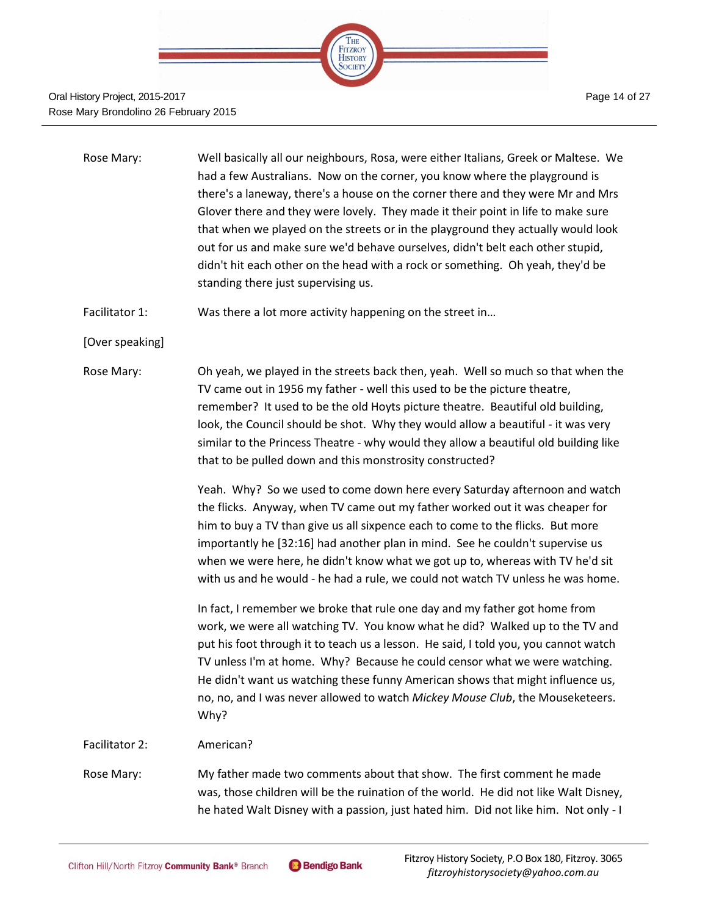Rose Mary: Well basically all our neighbours, Rosa, were either Italians, Greek or Maltese. We had a few Australians. Now on the corner, you know where the playground is there's a laneway, there's a house on the corner there and they were Mr and Mrs Glover there and they were lovely. They made it their point in life to make sure that when we played on the streets or in the playground they actually would look out for us and make sure we'd behave ourselves, didn't belt each other stupid, didn't hit each other on the head with a rock or something. Oh yeah, they'd be standing there just supervising us.

Facilitator 1: Was there a lot more activity happening on the street in…

[Over speaking]

Rose Mary: Oh yeah, we played in the streets back then, yeah. Well so much so that when the TV came out in 1956 my father - well this used to be the picture theatre, remember? It used to be the old Hoyts picture theatre. Beautiful old building, look, the Council should be shot. Why they would allow a beautiful - it was very similar to the Princess Theatre - why would they allow a beautiful old building like that to be pulled down and this monstrosity constructed?

Yeah. Why? So we used to come down here every Saturday afternoon and watch the flicks. Anyway, when TV came out my father worked out it was cheaper for him to buy a TV than give us all sixpence each to come to the flicks. But more importantly he [32:16] had another plan in mind. See he couldn't supervise us when we were here, he didn't know what we got up to, whereas with TV he'd sit with us and he would - he had a rule, we could not watch TV unless he was home.

In fact, I remember we broke that rule one day and my father got home from work, we were all watching TV. You know what he did? Walked up to the TV and put his foot through it to teach us a lesson. He said, I told you, you cannot watch TV unless I'm at home. Why? Because he could censor what we were watching. He didn't want us watching these funny American shows that might influence us, no, no, and I was never allowed to watch *Mickey Mouse Club*, the Mouseketeers. Why?

Facilitator 2: American?

Rose Mary: My father made two comments about that show. The first comment he made was, those children will be the ruination of the world. He did not like Walt Disney, he hated Walt Disney with a passion, just hated him. Did not like him. Not only - I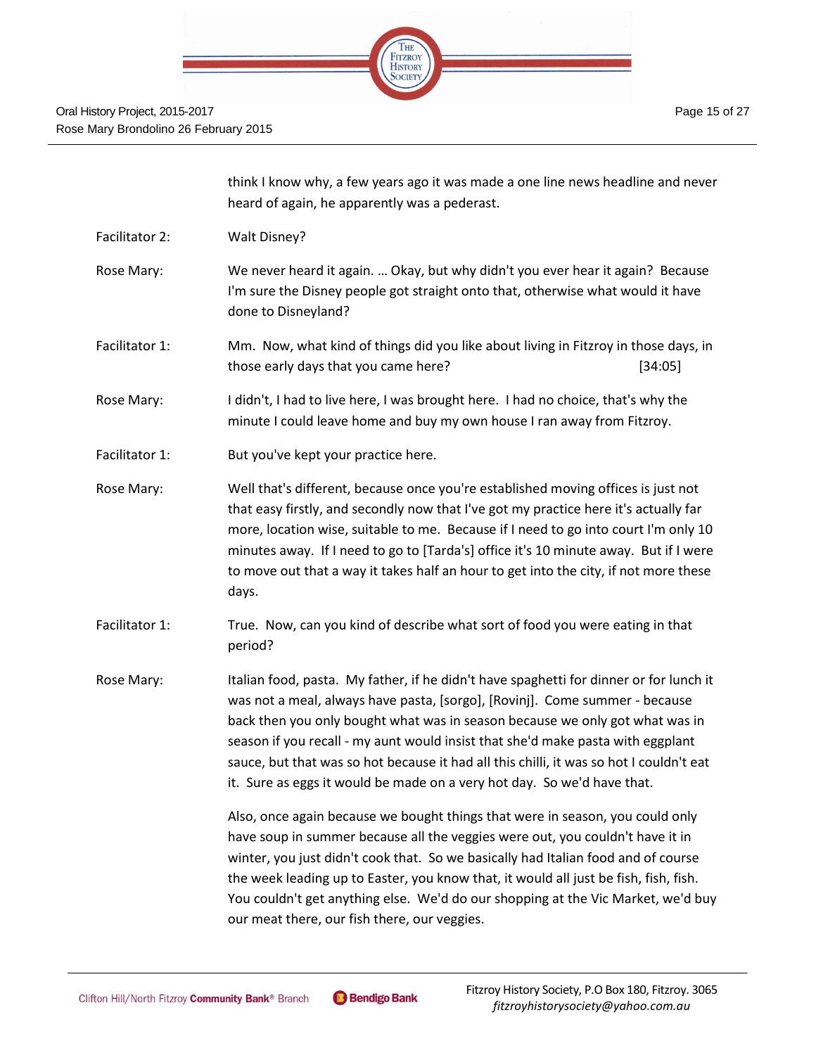think I know why, a few years ago it was made a one line news headline and never heard of again, he apparently was a pederast.

Facilitator 2: Walt Disney?

Rose Mary: We never heard it again. … Okay, but why didn't you ever hear it again? Because I'm sure the Disney people got straight onto that, otherwise what would it have done to Disneyland?

Facilitator 1: Mm. Now, what kind of things did you like about living in Fitzroy in those days, in those early days that you came here? [34:05]

Rose Mary: I didn't, I had to live here, I was brought here. I had no choice, that's why the minute I could leave home and buy my own house I ran away from Fitzroy.

Facilitator 1: But you've kept your practice here.

Rose Mary: Well that's different, because once you're established moving offices is just not that easy firstly, and secondly now that I've got my practice here it's actually far more, location wise, suitable to me. Because if I need to go into court I'm only 10 minutes away. If I need to go to [Tarda's] office it's 10 minute away. But if I were to move out that a way it takes half an hour to get into the city, if not more these days.

Facilitator 1: True. Now, can you kind of describe what sort of food you were eating in that period?

Rose Mary: Italian food, pasta. My father, if he didn't have spaghetti for dinner or for lunch it was not a meal, always have pasta, [sorgo], [Rovinj]. Come summer - because back then you only bought what was in season because we only got what was in season if you recall - my aunt would insist that she'd make pasta with eggplant sauce, but that was so hot because it had all this chilli, it was so hot I couldn't eat it. Sure as eggs it would be made on a very hot day. So we'd have that.

Also, once again because we bought things that were in season, you could only have soup in summer because all the veggies were out, you couldn't have it in winter, you just didn't cook that. So we basically had Italian food and of course the week leading up to Easter, you know that, it would all just be fish, fish, fish. You couldn't get anything else. We'd do our shopping at the Vic Market, we'd buy our meat there, our fish there, our veggies.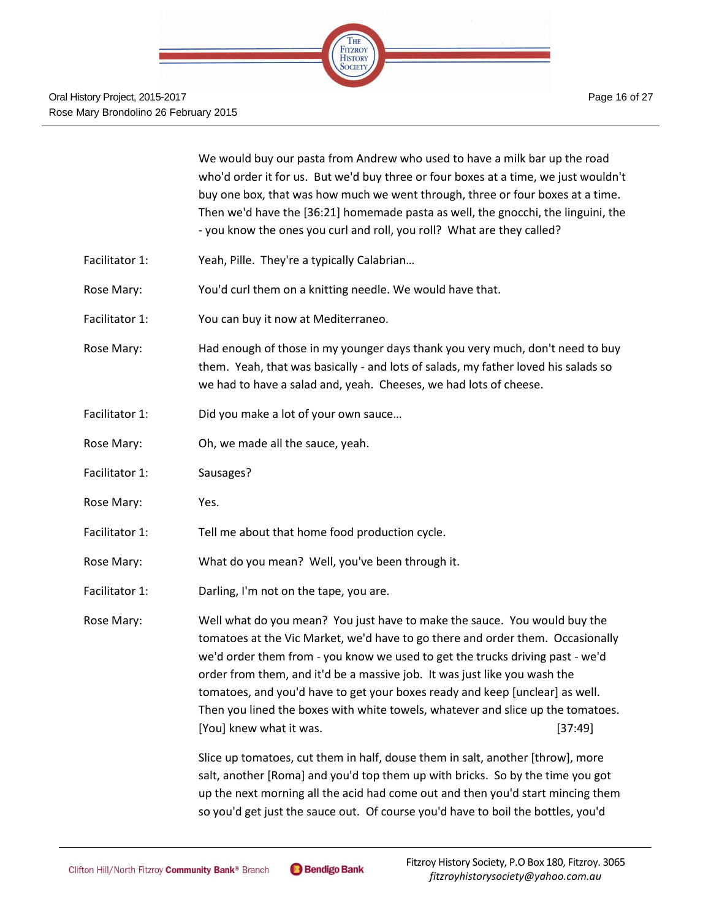We would buy our pasta from Andrew who used to have a milk bar up the road who'd order it for us. But we'd buy three or four boxes at a time, we just wouldn't buy one box, that was how much we went through, three or four boxes at a time. Then we'd have the [36:21] homemade pasta as well, the gnocchi, the linguini, the - you know the ones you curl and roll, you roll? What are they called?

Facilitator 1: Yeah, Pille. They're a typically Calabrian…

Rose Mary: You'd curl them on a knitting needle. We would have that.

Facilitator 1: You can buy it now at Mediterraneo.

Rose Mary: Had enough of those in my younger days thank you very much, don't need to buy them. Yeah, that was basically - and lots of salads, my father loved his salads so we had to have a salad and, yeah. Cheeses, we had lots of cheese.

Facilitator 1: Did you make a lot of your own sauce…

Rose Mary: Oh, we made all the sauce, yeah.

Facilitator 1: Sausages?

Rose Mary: Yes.

Facilitator 1: Tell me about that home food production cycle.

Rose Mary: What do you mean? Well, you've been through it.

Facilitator 1: Darling, I'm not on the tape, you are.

Rose Mary: Well what do you mean? You just have to make the sauce. You would buy the tomatoes at the Vic Market, we'd have to go there and order them. Occasionally we'd order them from - you know we used to get the trucks driving past - we'd order from them, and it'd be a massive job. It was just like you wash the tomatoes, and you'd have to get your boxes ready and keep [unclear] as well. Then you lined the boxes with white towels, whatever and slice up the tomatoes. [You] knew what it was. [37:49]

Slice up tomatoes, cut them in half, douse them in salt, another [throw], more salt, another [Roma] and you'd top them up with bricks. So by the time you got up the next morning all the acid had come out and then you'd start mincing them so you'd get just the sauce out. Of course you'd have to boil the bottles, you'd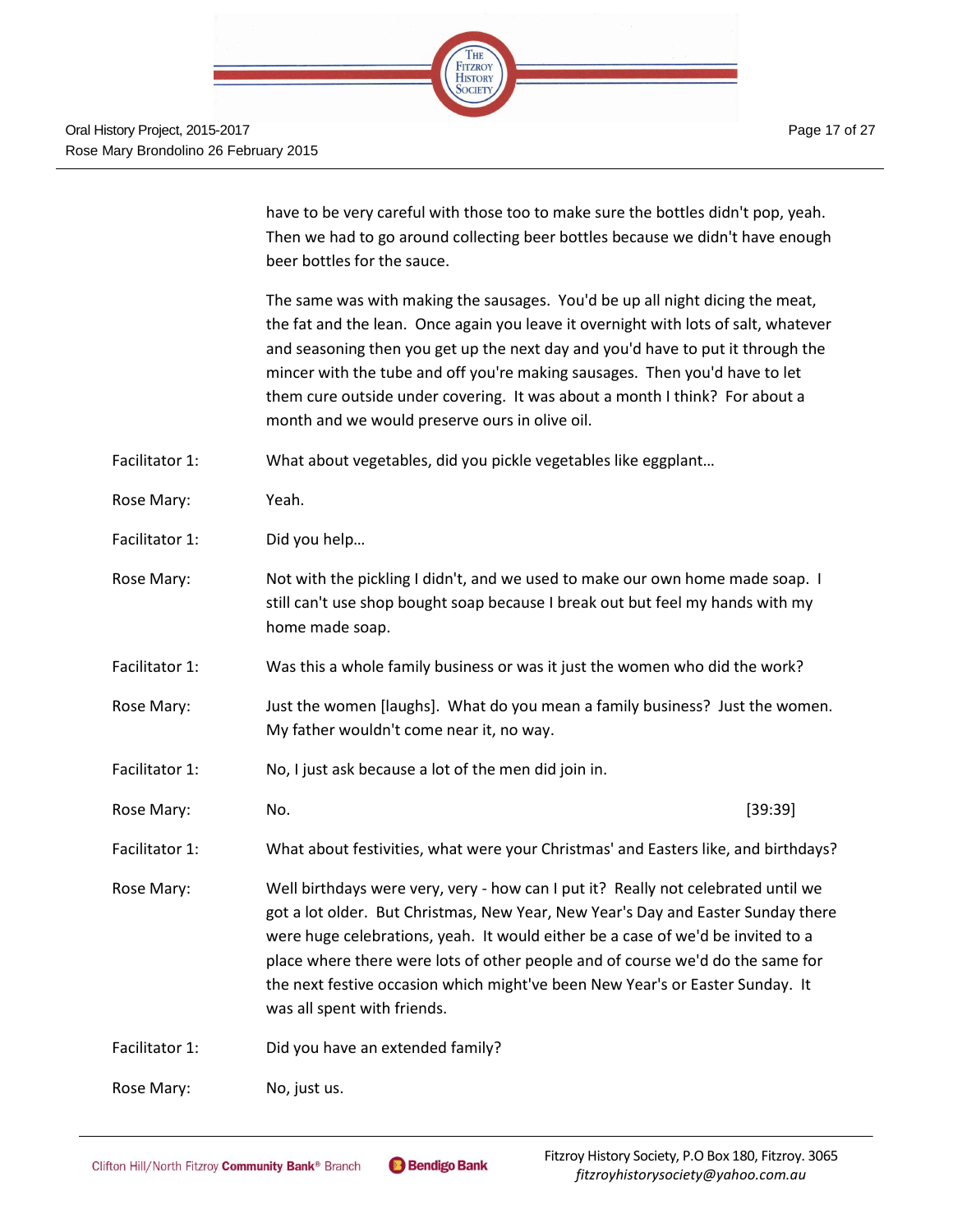have to be very careful with those too to make sure the bottles didn't pop, yeah. Then we had to go around collecting beer bottles because we didn't have enough beer bottles for the sauce.

The same was with making the sausages. You'd be up all night dicing the meat, the fat and the lean. Once again you leave it overnight with lots of salt, whatever and seasoning then you get up the next day and you'd have to put it through the mincer with the tube and off you're making sausages. Then you'd have to let them cure outside under covering. It was about a month I think? For about a month and we would preserve ours in olive oil.

Facilitator 1: What about vegetables, did you pickle vegetables like eggplant…

Rose Mary: Yeah.

Facilitator 1: Did you help…

Rose Mary: Not with the pickling I didn't, and we used to make our own home made soap. I still can't use shop bought soap because I break out but feel my hands with my home made soap.

Facilitator 1: Was this a whole family business or was it just the women who did the work?

Rose Mary: Just the women [laughs]. What do you mean a family business? Just the women. My father wouldn't come near it, no way.

Facilitator 1: No, I just ask because a lot of the men did join in.

Rose Mary: No. [39:39]

Facilitator 1: What about festivities, what were your Christmas' and Easters like, and birthdays?

Rose Mary: Well birthdays were very, very - how can I put it? Really not celebrated until we got a lot older. But Christmas, New Year, New Year's Day and Easter Sunday there were huge celebrations, yeah. It would either be a case of we'd be invited to a place where there were lots of other people and of course we'd do the same for the next festive occasion which might've been New Year's or Easter Sunday. It was all spent with friends.

Facilitator 1: Did you have an extended family?

Rose Mary: No, just us.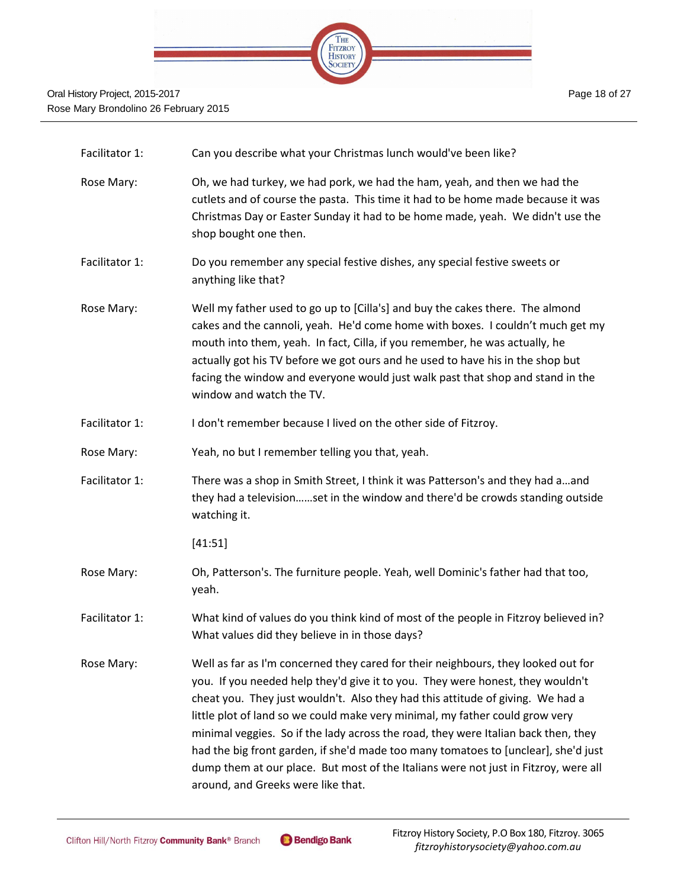| | |
|---|---|
| Facilitator 1: | Can you describe what your Christmas lunch would've been like? |
| Rose Mary: | Oh, we had turkey, we had pork, we had the ham, yeah, and then we had the cutlets and of course the pasta. This time it had to be home made because it was Christmas Day or Easter Sunday it had to be home made, yeah. We didn't use the shop bought one then. |
| Facilitator 1: | Do you remember any special festive dishes, any special festive sweets or anything like that? |
| Rose Mary: | Well my father used to go up to [Cilla's] and buy the cakes there. The almond cakes and the cannoli, yeah. He'd come home with boxes. I couldn't much get my mouth into them, yeah. In fact, Cilla, if you remember, he was actually, he actually got his TV before we got ours and he used to have his in the shop but facing the window and everyone would just walk past that shop and stand in the window and watch the TV. |
| Facilitator 1: | I don't remember because I lived on the other side of Fitzroy. |
| Rose Mary: | Yeah, no but I remember telling you that, yeah. |
| Facilitator 1: | There was a shop in Smith Street, I think it was Patterson's and they had a…and they had a television……set in the window and there'd be crowds standing outside watching it.<br><br>[41:51] |
| Rose Mary: | Oh, Patterson's. The furniture people. Yeah, well Dominic's father had that too, yeah. |
| Facilitator 1: | What kind of values do you think kind of most of the people in Fitzroy believed in? What values did they believe in in those days? |
| Rose Mary: | Well as far as I'm concerned they cared for their neighbours, they looked out for you. If you needed help they'd give it to you. They were honest, they wouldn't cheat you. They just wouldn't. Also they had this attitude of giving. We had a little plot of land so we could make very minimal, my father could grow very minimal veggies. So if the lady across the road, they were Italian back then, they had the big front garden, if she'd made too many tomatoes to [unclear], she'd just dump them at our place. But most of the Italians were not just in Fitzroy, were all around, and Greeks were like that. |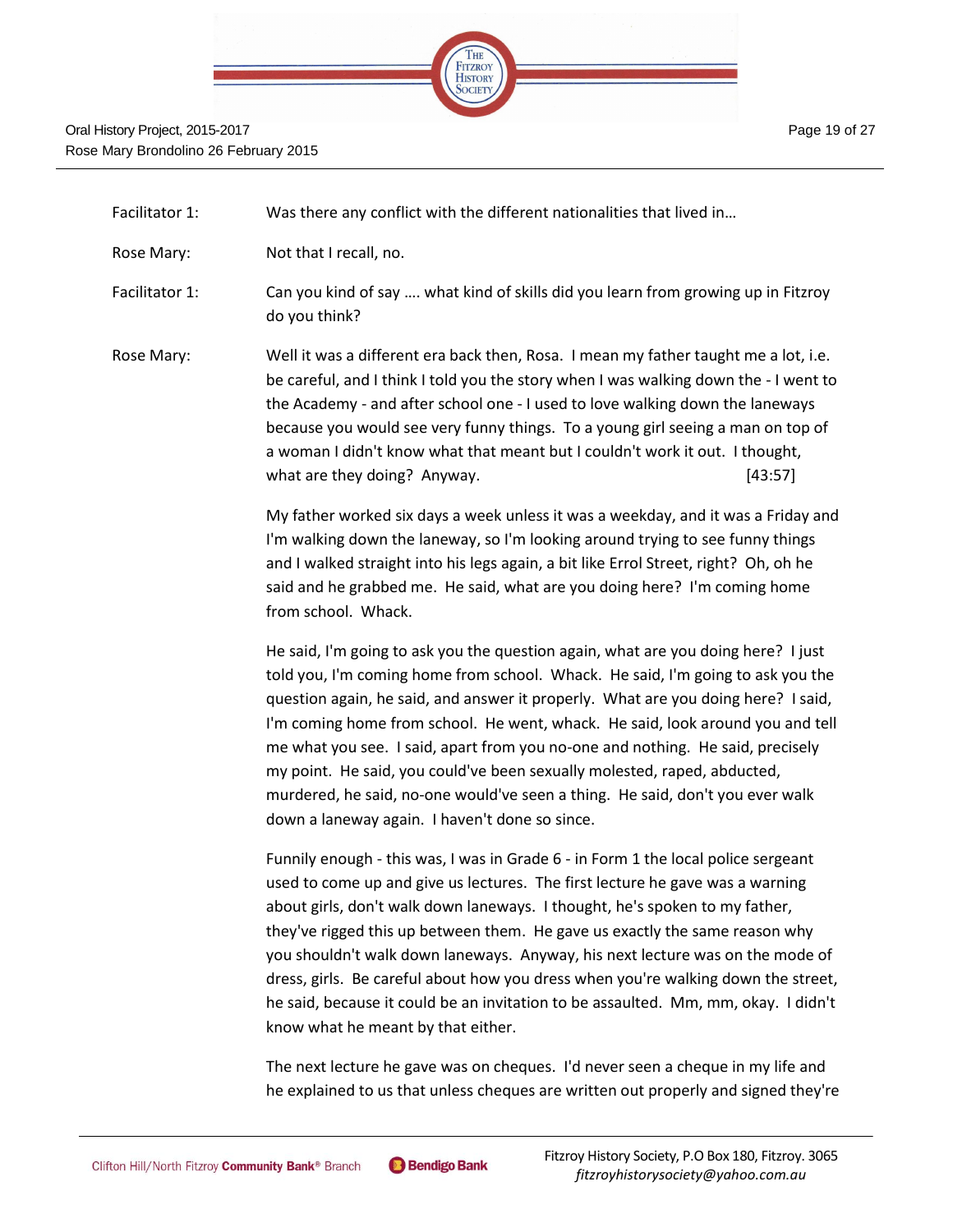Facilitator 1: Was there any conflict with the different nationalities that lived in…

Rose Mary: Not that I recall, no.

Facilitator 1: Can you kind of say …. what kind of skills did you learn from growing up in Fitzroy do you think?

Rose Mary: Well it was a different era back then, Rosa. I mean my father taught me a lot, i.e. be careful, and I think I told you the story when I was walking down the - I went to the Academy - and after school one - I used to love walking down the laneways because you would see very funny things. To a young girl seeing a man on top of a woman I didn't know what that meant but I couldn't work it out. I thought, what are they doing? Anyway. [43:57]

My father worked six days a week unless it was a weekday, and it was a Friday and I'm walking down the laneway, so I'm looking around trying to see funny things and I walked straight into his legs again, a bit like Errol Street, right? Oh, oh he said and he grabbed me. He said, what are you doing here? I'm coming home from school. Whack.

He said, I'm going to ask you the question again, what are you doing here? I just told you, I'm coming home from school. Whack. He said, I'm going to ask you the question again, he said, and answer it properly. What are you doing here? I said, I'm coming home from school. He went, whack. He said, look around you and tell me what you see. I said, apart from you no-one and nothing. He said, precisely my point. He said, you could've been sexually molested, raped, abducted, murdered, he said, no-one would've seen a thing. He said, don't you ever walk down a laneway again. I haven't done so since.

Funnily enough - this was, I was in Grade 6 - in Form 1 the local police sergeant used to come up and give us lectures. The first lecture he gave was a warning about girls, don't walk down laneways. I thought, he's spoken to my father, they've rigged this up between them. He gave us exactly the same reason why you shouldn't walk down laneways. Anyway, his next lecture was on the mode of dress, girls. Be careful about how you dress when you're walking down the street, he said, because it could be an invitation to be assaulted. Mm, mm, okay. I didn't know what he meant by that either.

The next lecture he gave was on cheques. I'd never seen a cheque in my life and he explained to us that unless cheques are written out properly and signed they're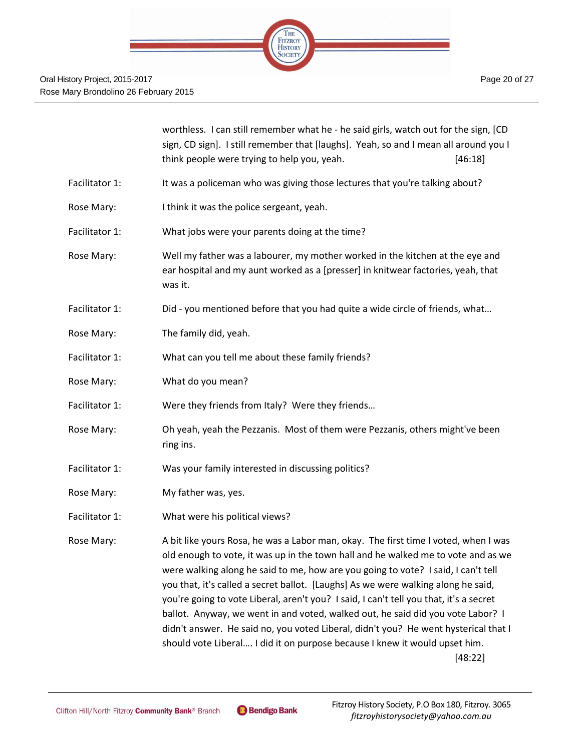worthless. I can still remember what he - he said girls, watch out for the sign, [CD sign, CD sign]. I still remember that [laughs]. Yeah, so and I mean all around you I think people were trying to help you, yeah. [46:18]

Facilitator 1: It was a policeman who was giving those lectures that you're talking about?

Rose Mary: I think it was the police sergeant, yeah.

Facilitator 1: What jobs were your parents doing at the time?

Rose Mary: Well my father was a labourer, my mother worked in the kitchen at the eye and ear hospital and my aunt worked as a [presser] in knitwear factories, yeah, that was it.

Facilitator 1: Did - you mentioned before that you had quite a wide circle of friends, what…

Rose Mary: The family did, yeah.

Facilitator 1: What can you tell me about these family friends?

Rose Mary: What do you mean?

Facilitator 1: Were they friends from Italy? Were they friends…

Rose Mary: Oh yeah, yeah the Pezzanis. Most of them were Pezzanis, others might've been ring ins.

Facilitator 1: Was your family interested in discussing politics?

Rose Mary: My father was, yes.

Facilitator 1: What were his political views?

Rose Mary: A bit like yours Rosa, he was a Labor man, okay. The first time I voted, when I was old enough to vote, it was up in the town hall and he walked me to vote and as we were walking along he said to me, how are you going to vote? I said, I can't tell you that, it's called a secret ballot. [Laughs] As we were walking along he said, you're going to vote Liberal, aren't you? I said, I can't tell you that, it's a secret ballot. Anyway, we went in and voted, walked out, he said did you vote Labor? I didn't answer. He said no, you voted Liberal, didn't you? He went hysterical that I should vote Liberal…. I did it on purpose because I knew it would upset him. [48:22]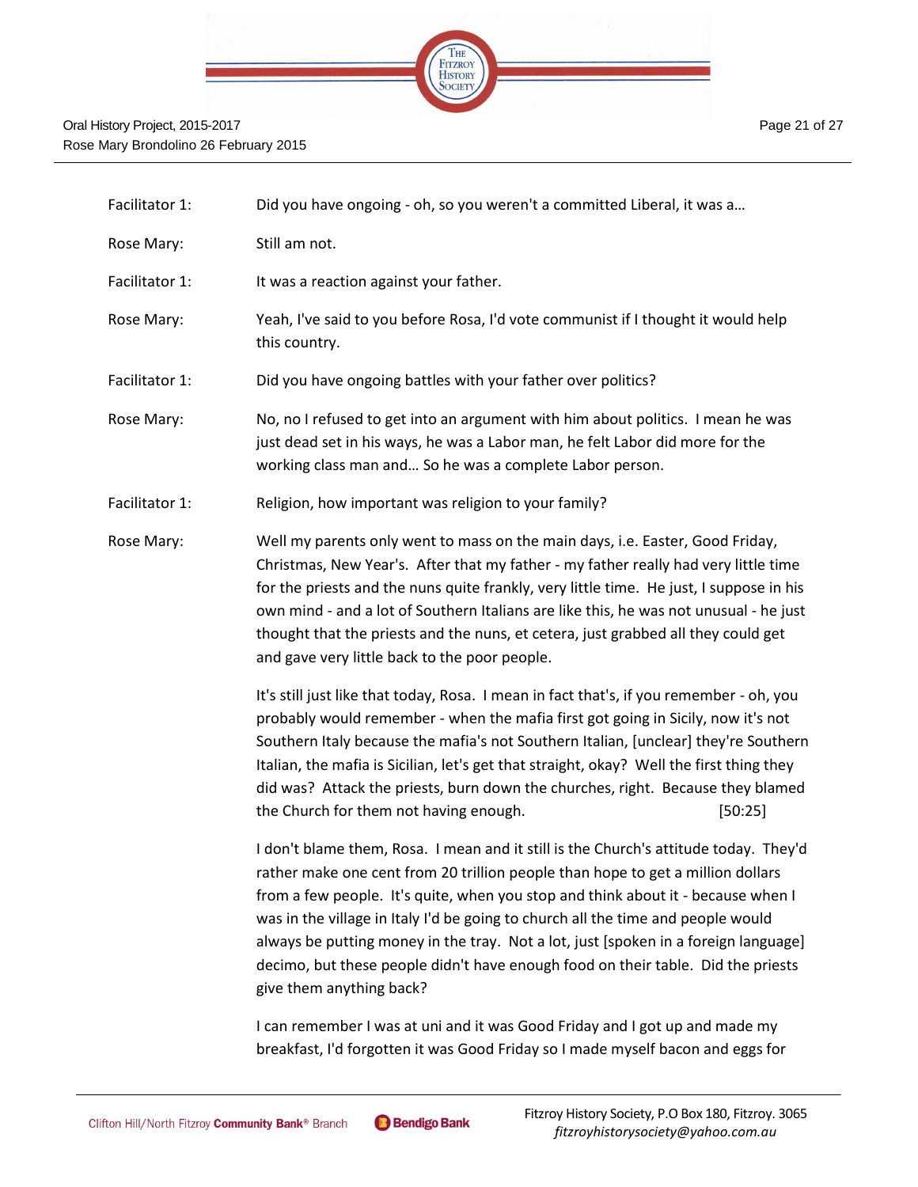Facilitator 1: Did you have ongoing - oh, so you weren't a committed Liberal, it was a…

Rose Mary: Still am not.

Facilitator 1: It was a reaction against your father.

Rose Mary: Yeah, I've said to you before Rosa, I'd vote communist if I thought it would help this country.

Facilitator 1: Did you have ongoing battles with your father over politics?

Rose Mary: No, no I refused to get into an argument with him about politics. I mean he was just dead set in his ways, he was a Labor man, he felt Labor did more for the working class man and… So he was a complete Labor person.

Facilitator 1: Religion, how important was religion to your family?

Rose Mary: Well my parents only went to mass on the main days, i.e. Easter, Good Friday, Christmas, New Year's. After that my father - my father really had very little time for the priests and the nuns quite frankly, very little time. He just, I suppose in his own mind - and a lot of Southern Italians are like this, he was not unusual - he just thought that the priests and the nuns, et cetera, just grabbed all they could get and gave very little back to the poor people.

It's still just like that today, Rosa. I mean in fact that's, if you remember - oh, you probably would remember - when the mafia first got going in Sicily, now it's not Southern Italy because the mafia's not Southern Italian, [unclear] they're Southern Italian, the mafia is Sicilian, let's get that straight, okay? Well the first thing they did was? Attack the priests, burn down the churches, right. Because they blamed the Church for them not having enough. [50:25]

I don't blame them, Rosa. I mean and it still is the Church's attitude today. They'd rather make one cent from 20 trillion people than hope to get a million dollars from a few people. It's quite, when you stop and think about it - because when I was in the village in Italy I'd be going to church all the time and people would always be putting money in the tray. Not a lot, just [spoken in a foreign language] decimo, but these people didn't have enough food on their table. Did the priests give them anything back?

I can remember I was at uni and it was Good Friday and I got up and made my breakfast, I'd forgotten it was Good Friday so I made myself bacon and eggs for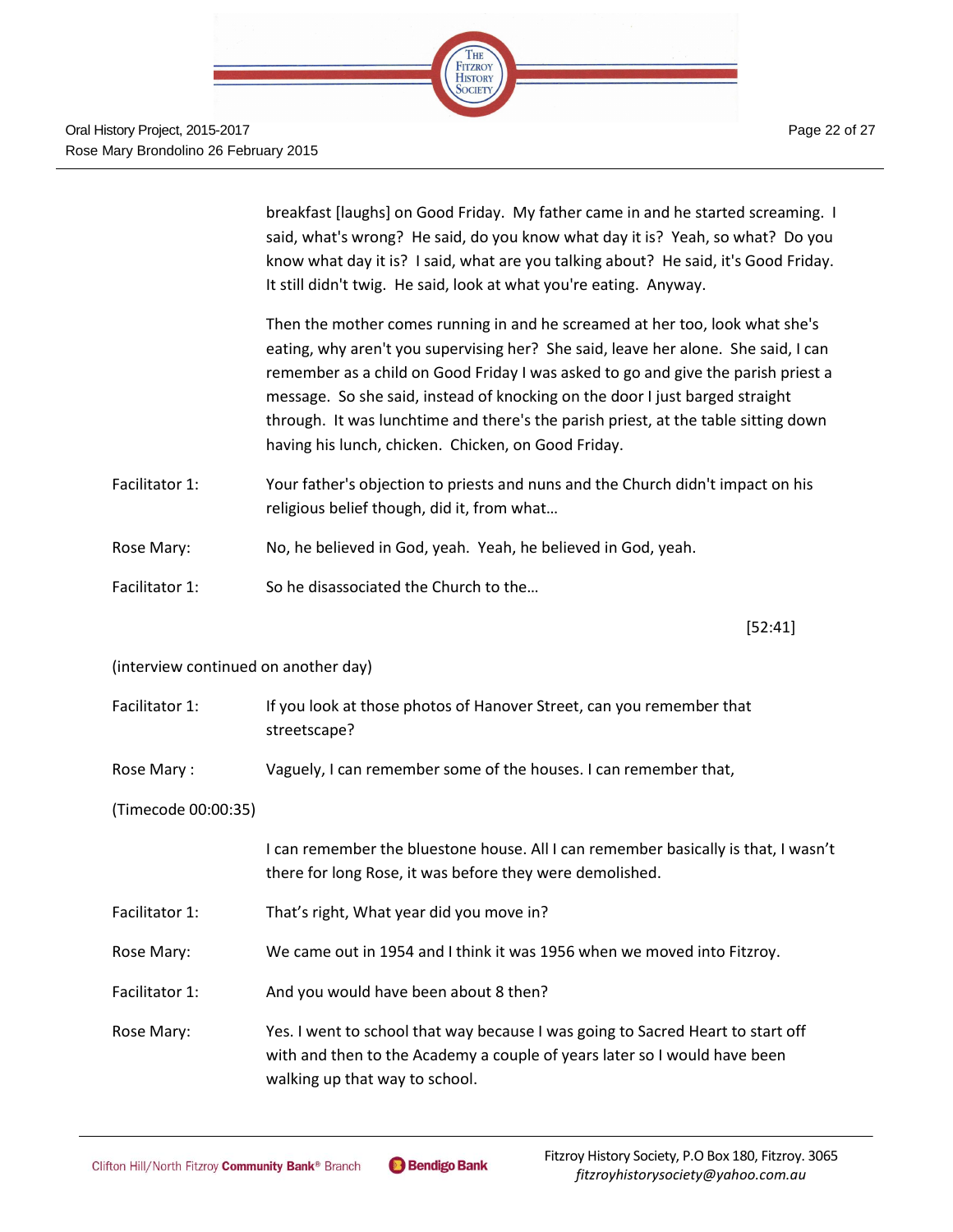breakfast [laughs] on Good Friday. My father came in and he started screaming. I said, what's wrong? He said, do you know what day it is? Yeah, so what? Do you know what day it is? I said, what are you talking about? He said, it's Good Friday. It still didn't twig. He said, look at what you're eating. Anyway.

Then the mother comes running in and he screamed at her too, look what she's eating, why aren't you supervising her? She said, leave her alone. She said, I can remember as a child on Good Friday I was asked to go and give the parish priest a message. So she said, instead of knocking on the door I just barged straight through. It was lunchtime and there's the parish priest, at the table sitting down having his lunch, chicken. Chicken, on Good Friday.

Facilitator 1: Your father's objection to priests and nuns and the Church didn't impact on his religious belief though, did it, from what…

Rose Mary: No, he believed in God, yeah. Yeah, he believed in God, yeah.

Facilitator 1: So he disassociated the Church to the…

[52:41]

(interview continued on another day)

Facilitator 1: If you look at those photos of Hanover Street, can you remember that streetscape?

Rose Mary : Vaguely, I can remember some of the houses. I can remember that,

(Timecode 00:00:35)

I can remember the bluestone house. All I can remember basically is that, I wasn't there for long Rose, it was before they were demolished.

Facilitator 1: That's right, What year did you move in?

Rose Mary: We came out in 1954 and I think it was 1956 when we moved into Fitzroy.

Facilitator 1: And you would have been about 8 then?

Rose Mary: Yes. I went to school that way because I was going to Sacred Heart to start off with and then to the Academy a couple of years later so I would have been walking up that way to school.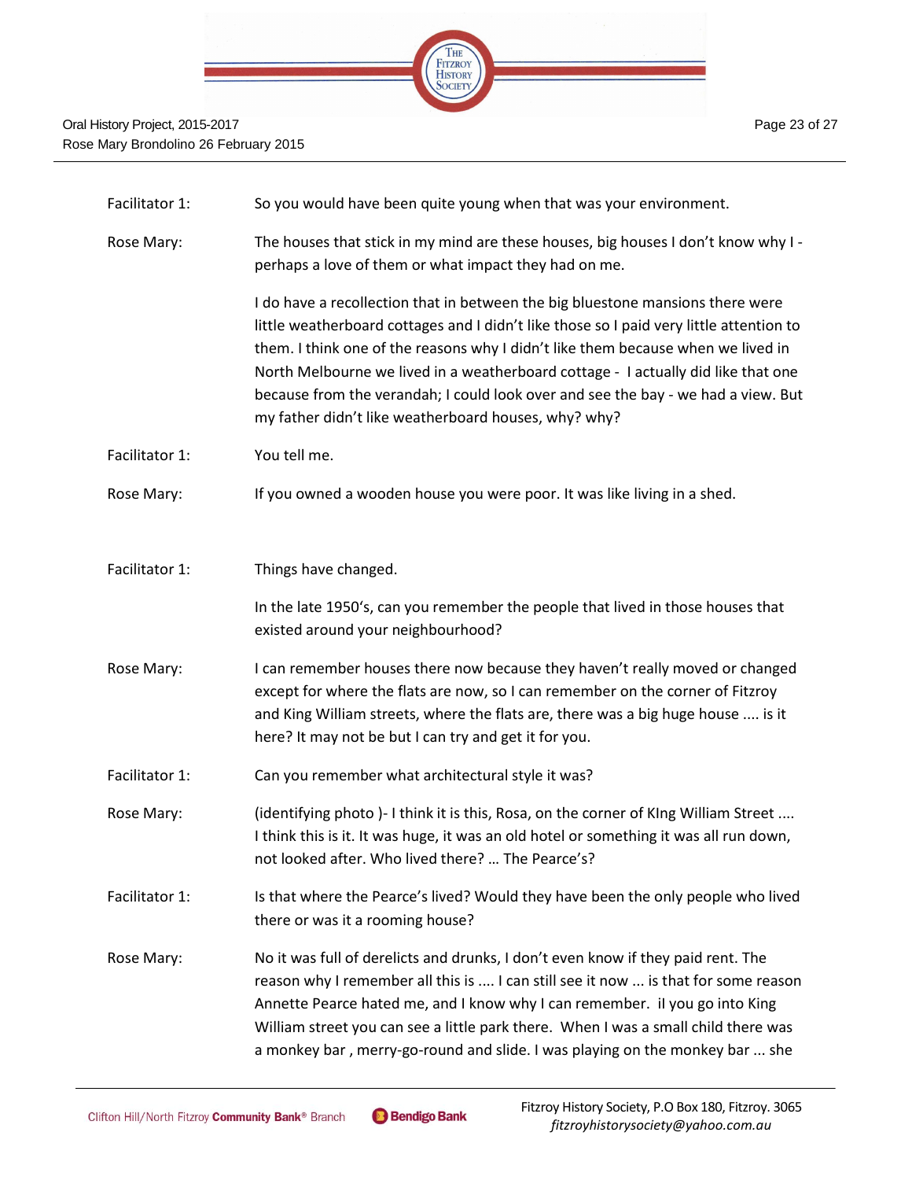| | |
|---|---|
| Facilitator 1: | So you would have been quite young when that was your environment. |
| Rose Mary: | The houses that stick in my mind are these houses, big houses I don't know why I - perhaps a love of them or what impact they had on me. |
| | I do have a recollection that in between the big bluestone mansions there were little weatherboard cottages and I didn't like those so I paid very little attention to them. I think one of the reasons why I didn't like them because when we lived in North Melbourne we lived in a weatherboard cottage - I actually did like that one because from the verandah; I could look over and see the bay - we had a view. But my father didn't like weatherboard houses, why? why? |
| Facilitator 1: | You tell me. |
| Rose Mary: | If you owned a wooden house you were poor. It was like living in a shed. |
| Facilitator 1: | Things have changed. |
| | In the late 1950's, can you remember the people that lived in those houses that existed around your neighbourhood? |
| Rose Mary: | I can remember houses there now because they haven't really moved or changed except for where the flats are now, so I can remember on the corner of Fitzroy and King William streets, where the flats are, there was a big huge house .... is it here? It may not be but I can try and get it for you. |
| Facilitator 1: | Can you remember what architectural style it was? |
| Rose Mary: | (identifying photo )- I think it is this, Rosa, on the corner of KIng William Street .... I think this is it. It was huge, it was an old hotel or something it was all run down, not looked after. Who lived there? … The Pearce's? |
| Facilitator 1: | Is that where the Pearce's lived? Would they have been the only people who lived there or was it a rooming house? |
| Rose Mary: | No it was full of derelicts and drunks, I don't even know if they paid rent. The reason why I remember all this is .... I can still see it now ... is that for some reason Annette Pearce hated me, and I know why I can remember. iI you go into King William street you can see a little park there. When I was a small child there was a monkey bar , merry-go-round and slide. I was playing on the monkey bar ... she |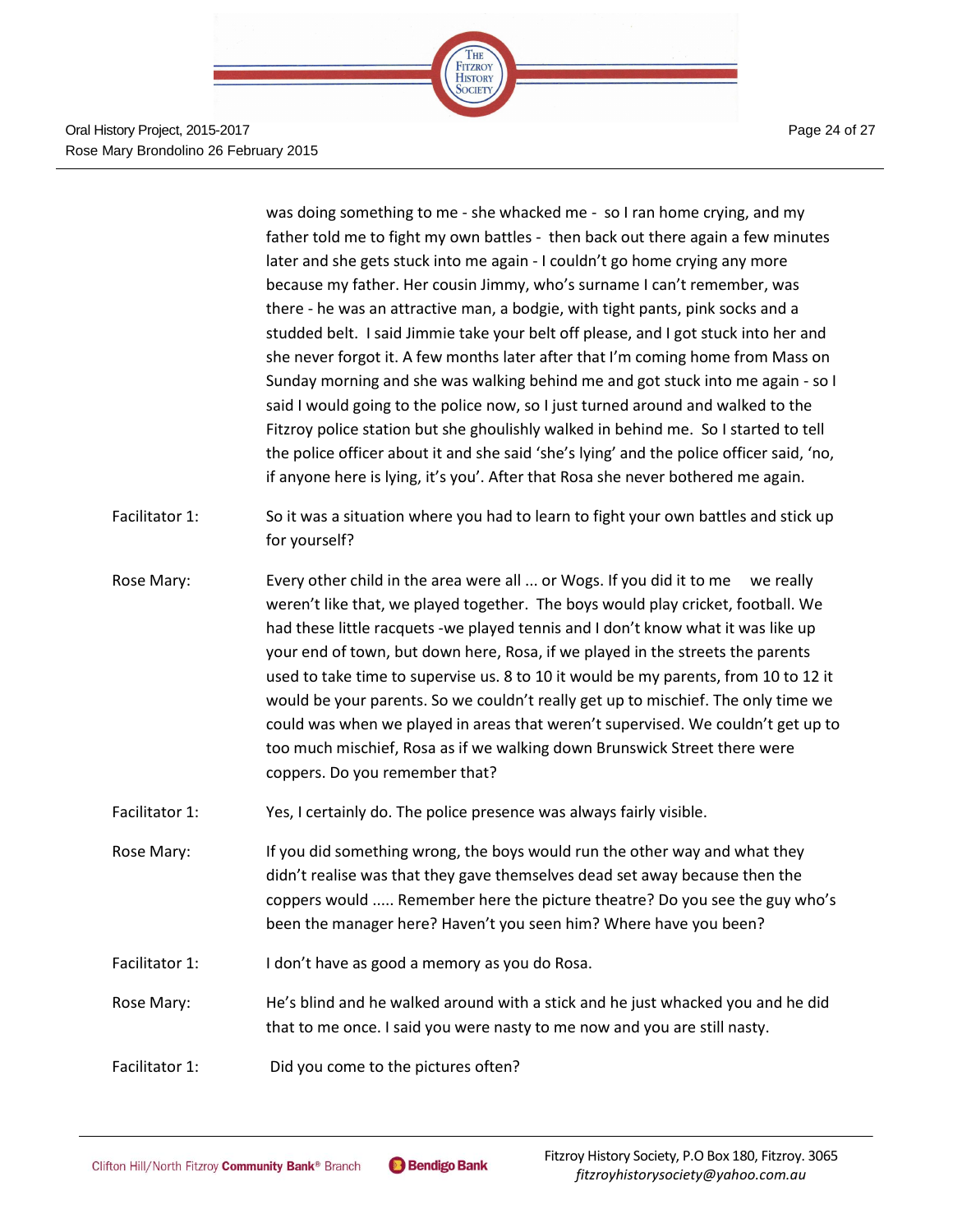was doing something to me - she whacked me - so I ran home crying, and my father told me to fight my own battles - then back out there again a few minutes later and she gets stuck into me again - I couldn't go home crying any more because my father. Her cousin Jimmy, who's surname I can't remember, was there - he was an attractive man, a bodgie, with tight pants, pink socks and a studded belt. I said Jimmie take your belt off please, and I got stuck into her and she never forgot it. A few months later after that I'm coming home from Mass on Sunday morning and she was walking behind me and got stuck into me again - so I said I would going to the police now, so I just turned around and walked to the Fitzroy police station but she ghoulishly walked in behind me. So I started to tell the police officer about it and she said 'she's lying' and the police officer said, 'no, if anyone here is lying, it's you'. After that Rosa she never bothered me again.

Facitator 1: So it was a situation where you had to learn to fight your own battles and stick up for yourself?

Rose Mary: Every other child in the area were all ... or Wogs. If you did it to me we really weren't like that, we played together. The boys would play cricket, football. We had these little racquets -we played tennis and I don't know what it was like up your end of town, but down here, Rosa, if we played in the streets the parents used to take time to supervise us. 8 to 10 it would be my parents, from 10 to 12 it would be your parents. So we couldn't really get up to mischief. The only time we could was when we played in areas that weren't supervised. We couldn't get up to too much mischief, Rosa as if we walking down Brunswick Street there were coppers. Do you remember that?

Facitator 1: Yes, I certainly do. The police presence was always fairly visible.

Rose Mary: If you did something wrong, the boys would run the other way and what they didn't realise was that they gave themselves dead set away because then the coppers would ..... Remember here the picture theatre? Do you see the guy who's been the manager here? Haven't you seen him? Where have you been?

Facitator 1: I don't have as good a memory as you do Rosa.

Rose Mary: He's blind and he walked around with a stick and he just whacked you and he did that to me once. I said you were nasty to me now and you are still nasty.

Facitator 1: Did you come to the pictures often?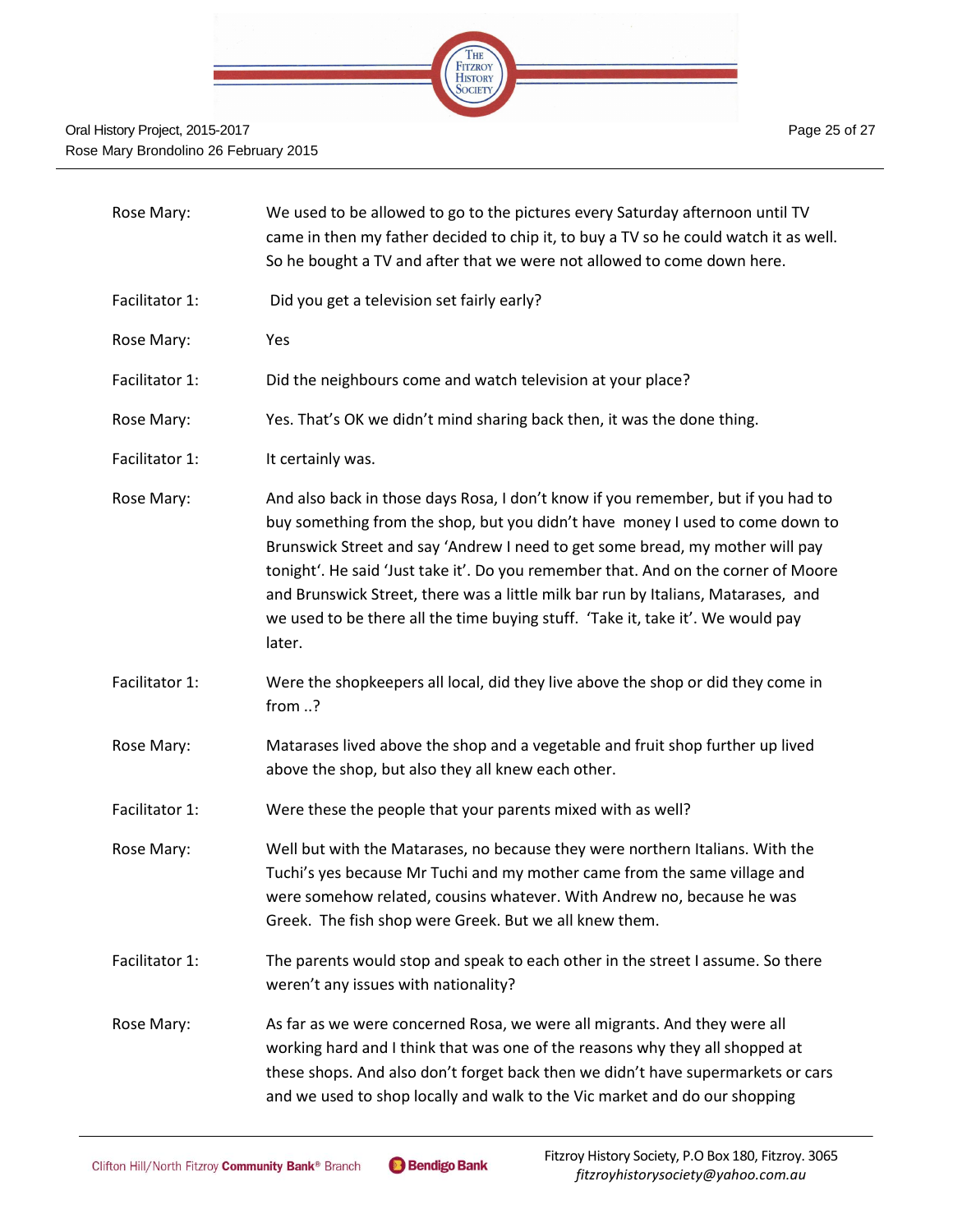| | |
|---|---|
| Rose Mary: | We used to be allowed to go to the pictures every Saturday afternoon until TV came in then my father decided to chip it, to buy a TV so he could watch it as well. So he bought a TV and after that we were not allowed to come down here. |
| Facilitator 1: | Did you get a television set fairly early? |
| Rose Mary: | Yes |
| Facilitator 1: | Did the neighbours come and watch television at your place? |
| Rose Mary: | Yes. That's OK we didn't mind sharing back then, it was the done thing. |
| Facilitator 1: | It certainly was. |
| Rose Mary: | And also back in those days Rosa, I don't know if you remember, but if you had to buy something from the shop, but you didn't have money I used to come down to Brunswick Street and say 'Andrew I need to get some bread, my mother will pay tonight'. He said 'Just take it'. Do you remember that. And on the corner of Moore and Brunswick Street, there was a little milk bar run by Italians, Matarases, and we used to be there all the time buying stuff. 'Take it, take it'. We would pay later. |
| Facilitator 1: | Were the shopkeepers all local, did they live above the shop or did they come in from ..? |
| Rose Mary: | Matarases lived above the shop and a vegetable and fruit shop further up lived above the shop, but also they all knew each other. |
| Facilitator 1: | Were these the people that your parents mixed with as well? |
| Rose Mary: | Well but with the Matarases, no because they were northern Italians. With the Tuchi's yes because Mr Tuchi and my mother came from the same village and were somehow related, cousins whatever. With Andrew no, because he was Greek. The fish shop were Greek. But we all knew them. |
| Facilitator 1: | The parents would stop and speak to each other in the street I assume. So there weren't any issues with nationality? |
| Rose Mary: | As far as we were concerned Rosa, we were all migrants. And they were all working hard and I think that was one of the reasons why they all shopped at these shops. And also don't forget back then we didn't have supermarkets or cars and we used to shop locally and walk to the Vic market and do our shopping |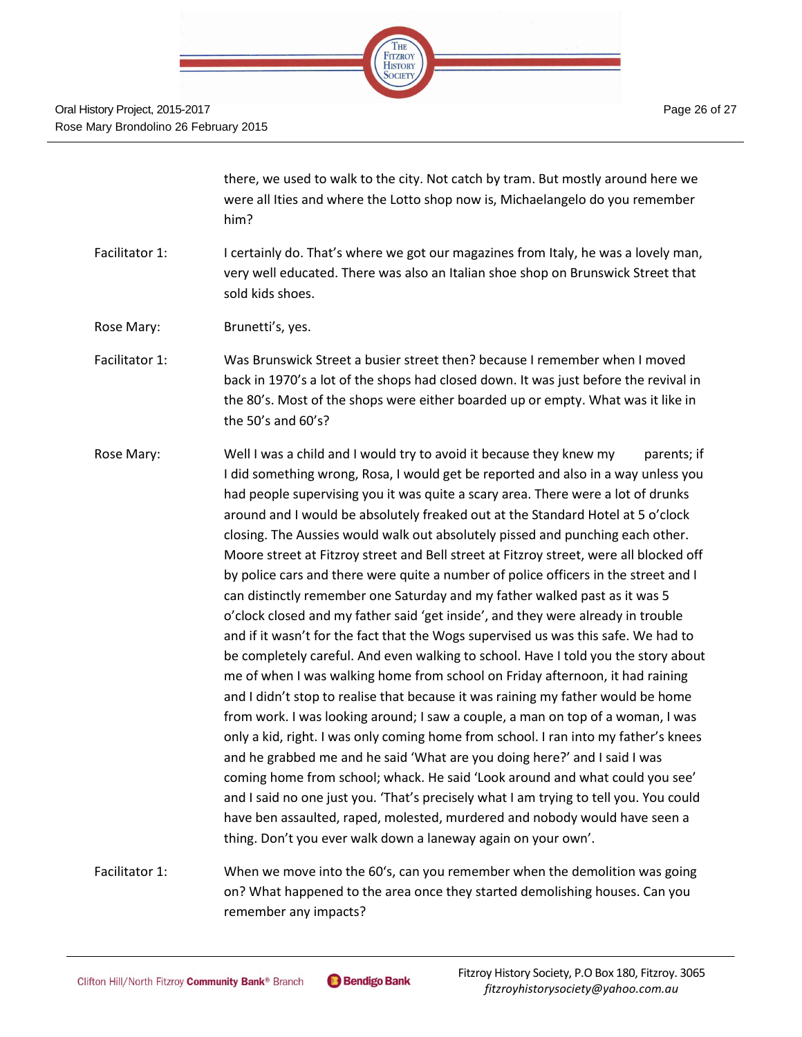there, we used to walk to the city. Not catch by tram. But mostly around here we were all Ities and where the Lotto shop now is, Michaelangelo do you remember him?

Facilitator 1: I certainly do. That's where we got our magazines from Italy, he was a lovely man, very well educated. There was also an Italian shoe shop on Brunswick Street that sold kids shoes.

Rose Mary: Brunetti's, yes.

Facilitator 1: Was Brunswick Street a busier street then? because I remember when I moved back in 1970's a lot of the shops had closed down. It was just before the revival in the 80's. Most of the shops were either boarded up or empty. What was it like in the 50's and 60's?

Rose Mary: Well I was a child and I would try to avoid it because they knew my parents; if I did something wrong, Rosa, I would get be reported and also in a way unless you had people supervising you it was quite a scary area. There were a lot of drunks around and I would be absolutely freaked out at the Standard Hotel at 5 o'clock closing. The Aussies would walk out absolutely pissed and punching each other. Moore street at Fitzroy street and Bell street at Fitzroy street, were all blocked off by police cars and there were quite a number of police officers in the street and I can distinctly remember one Saturday and my father walked past as it was 5 o'clock closed and my father said 'get inside', and they were already in trouble and if it wasn't for the fact that the Wogs supervised us was this safe. We had to be completely careful. And even walking to school. Have I told you the story about me of when I was walking home from school on Friday afternoon, it had raining and I didn't stop to realise that because it was raining my father would be home from work. I was looking around; I saw a couple, a man on top of a woman, I was only a kid, right. I was only coming home from school. I ran into my father's knees and he grabbed me and he said 'What are you doing here?' and I said I was coming home from school; whack. He said 'Look around and what could you see' and I said no one just you. 'That's precisely what I am trying to tell you. You could have ben assaulted, raped, molested, murdered and nobody would have seen a thing. Don't you ever walk down a laneway again on your own'.

Facilitator 1: When we move into the 60's, can you remember when the demolition was going on? What happened to the area once they started demolishing houses. Can you remember any impacts?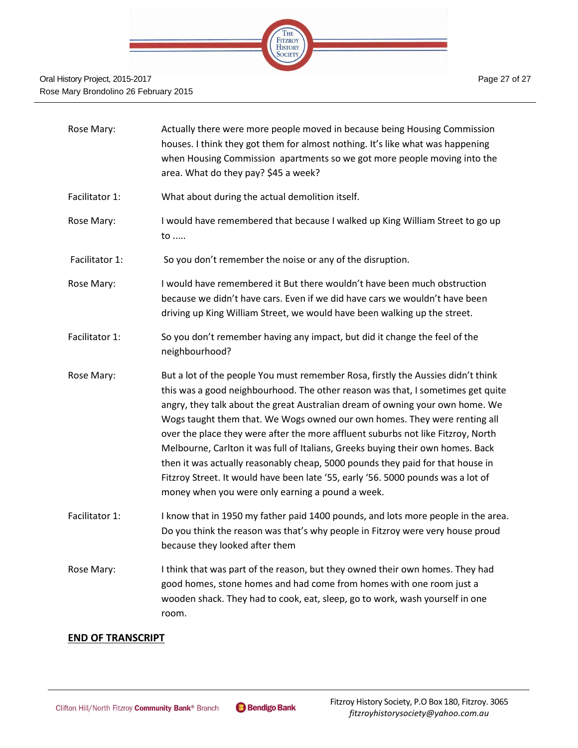| | |
|---|---|
| Rose Mary: | Actually there were more people moved in because being Housing Commission houses. I think they got them for almost nothing. It's like what was happening when Housing Commission  apartments so we got more people moving into the area. What do they pay? $45 a week? |
| Facilitator 1: | What about during the actual demolition itself. |
| Rose Mary: | I would have remembered that because I walked up King William Street to go up to ..... |
| Facilitator 1: | So you don't remember the noise or any of the disruption. |
| Rose Mary: | I would have remembered it But there wouldn't have been much obstruction because we didn't have cars. Even if we did have cars we wouldn't have been driving up King William Street, we would have been walking up the street. |
| Facilitator 1: | So you don't remember having any impact, but did it change the feel of the neighbourhood? |
| Rose Mary: | But a lot of the people You must remember Rosa, firstly the Aussies didn't think this was a good neighbourhood. The other reason was that, I sometimes get quite angry, they talk about the great Australian dream of owning your own home. We Wogs taught them that. We Wogs owned our own homes. They were renting all over the place they were after the more affluent suburbs not like Fitzroy, North Melbourne, Carlton it was full of Italians, Greeks buying their own homes. Back then it was actually reasonably cheap, 5000 pounds they paid for that house in Fitzroy Street. It would have been late '55, early '56. 5000 pounds was a lot of money when you were only earning a pound a week. |
| Facilitator 1: | I know that in 1950 my father paid 1400 pounds, and lots more people in the area. Do you think the reason was that's why people in Fitzroy were very house proud because they looked after them |
| Rose Mary: | I think that was part of the reason, but they owned their own homes. They had good homes, stone homes and had come from homes with one room just a wooden shack. They had to cook, eat, sleep, go to work, wash yourself in one room. |

**END OF TRANSCRIPT**